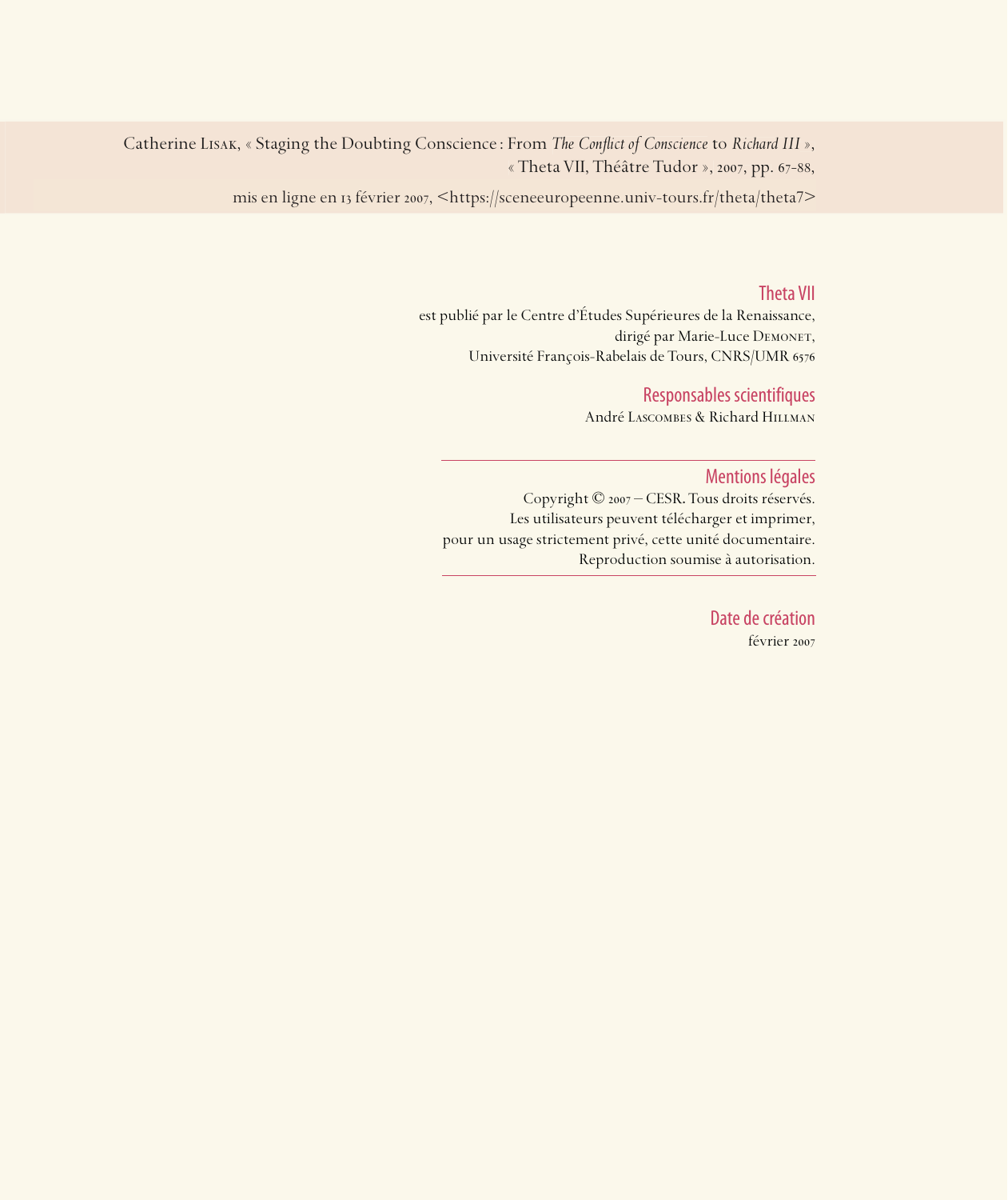Catherine Lisak, « Staging the Doubting Conscience : From *The Conflict of Conscience* to *Richard III* »,
« Theta VII, Théâtre Tudor », 2007, pp. 67-88,

mis en ligne en 13 février 2007, <https://sceneeuropeenne.univ-tours.fr/theta/theta7>

## Theta VII

est publié par le Centre d'Études Supérieures de la Renaissance,
dirigé par Marie-Luce Demonet,
Université François-Rabelais de Tours, CNRS/UMR 6576

## Responsables scientifiques

André Lascombes & Richard Hillman

---

## Mentions légales

Copyright © 2007 – CESR. Tous droits réservés.
Les utilisateurs peuvent télécharger et imprimer,
pour un usage strictement privé, cette unité documentaire.
Reproduction soumise à autorisation.

---

## Date de création

février 2007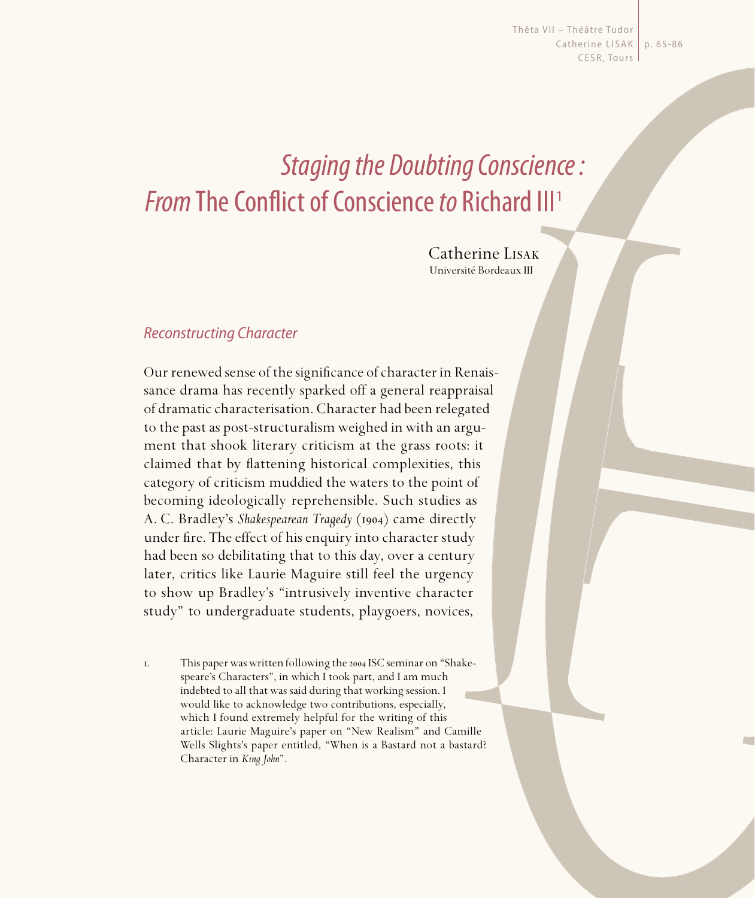# *Staging the Doubting Conscience :* *From* The Conflict of Conscience *to* Richard III[1]

Catherine Lisak
Université Bordeaux III

## *Reconstructing Character*

Our renewed sense of the significance of character in Renaissance drama has recently sparked off a general reappraisal of dramatic characterisation. Character had been relegated to the past as post-structuralism weighed in with an argument that shook literary criticism at the grass roots: it claimed that by flattening historical complexities, this category of criticism muddied the waters to the point of becoming ideologically reprehensible. Such studies as A. C. Bradley's *Shakespearean Tragedy* (1904) came directly under fire. The effect of his enquiry into character study had been so debilitating that to this day, over a century later, critics like Laurie Maguire still feel the urgency to show up Bradley's "intrusively inventive character study" to undergraduate students, playgoers, novices,

1. This paper was written following the 2004 ISC seminar on "Shakespeare's Characters", in which I took part, and I am much indebted to all that was said during that working session. I would like to acknowledge two contributions, especially, which I found extremely helpful for the writing of this article: Laurie Maguire's paper on "New Realism" and Camille Wells Slights's paper entitled, "When is a Bastard not a bastard? Character in *King John*".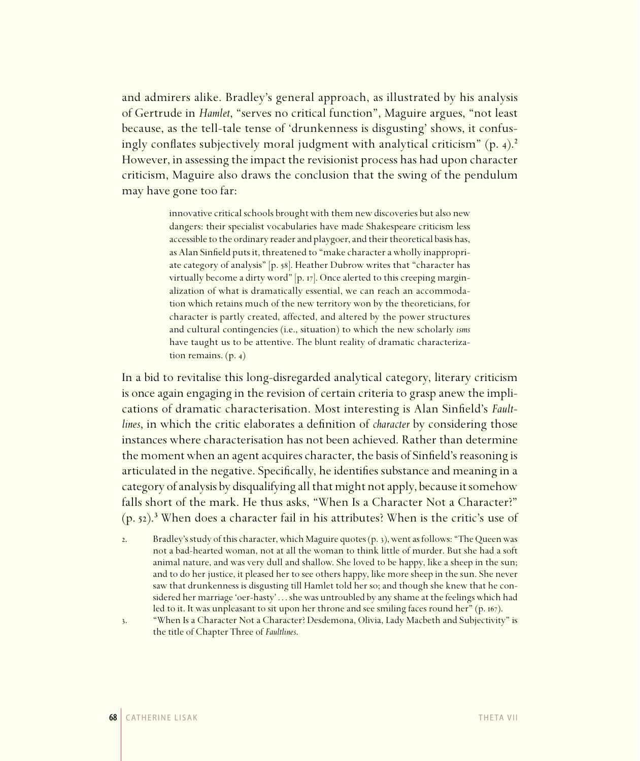and admirers alike. Bradley's general approach, as illustrated by his analysis of Gertrude in *Hamlet*, "serves no critical function", Maguire argues, "not least because, as the tell-tale tense of 'drunkenness is disgusting' shows, it confusingly conflates subjectively moral judgment with analytical criticism" (p. 4).[2] However, in assessing the impact the revisionist process has had upon character criticism, Maguire also draws the conclusion that the swing of the pendulum may have gone too far:

> innovative critical schools brought with them new discoveries but also new dangers: their specialist vocabularies have made Shakespeare criticism less accessible to the ordinary reader and playgoer, and their theoretical basis has, as Alan Sinfield puts it, threatened to "make character a wholly inappropriate category of analysis" [p. 58]. Heather Dubrow writes that "character has virtually become a dirty word" [p. 17]. Once alerted to this creeping marginalization of what is dramatically essential, we can reach an accommodation which retains much of the new territory won by the theoreticians, for character is partly created, affected, and altered by the power structures and cultural contingencies (i.e., situation) to which the new scholarly *isms* have taught us to be attentive. The blunt reality of dramatic characterization remains. (p. 4)

In a bid to revitalise this long-disregarded analytical category, literary criticism is once again engaging in the revision of certain criteria to grasp anew the implications of dramatic characterisation. Most interesting is Alan Sinfield's *Faultlines*, in which the critic elaborates a definition of *character* by considering those instances where characterisation has not been achieved. Rather than determine the moment when an agent acquires character, the basis of Sinfield's reasoning is articulated in the negative. Specifically, he identifies substance and meaning in a category of analysis by disqualifying all that might not apply, because it somehow falls short of the mark. He thus asks, "When Is a Character Not a Character?" (p. 52).[3] When does a character fail in his attributes? When is the critic's use of

2. Bradley's study of this character, which Maguire quotes (p. 3), went as follows: "The Queen was not a bad-hearted woman, not at all the woman to think little of murder. But she had a soft animal nature, and was very dull and shallow. She loved to be happy, like a sheep in the sun; and to do her justice, it pleased her to see others happy, like more sheep in the sun. She never saw that drunkenness is disgusting till Hamlet told her so; and though she knew that he considered her marriage 'oer-hasty' . . . she was untroubled by any shame at the feelings which had led to it. It was unpleasant to sit upon her throne and see smiling faces round her" (p. 167).

3. "When Is a Character Not a Character? Desdemona, Olivia, Lady Macbeth and Subjectivity" is the title of Chapter Three of *Faultlines*.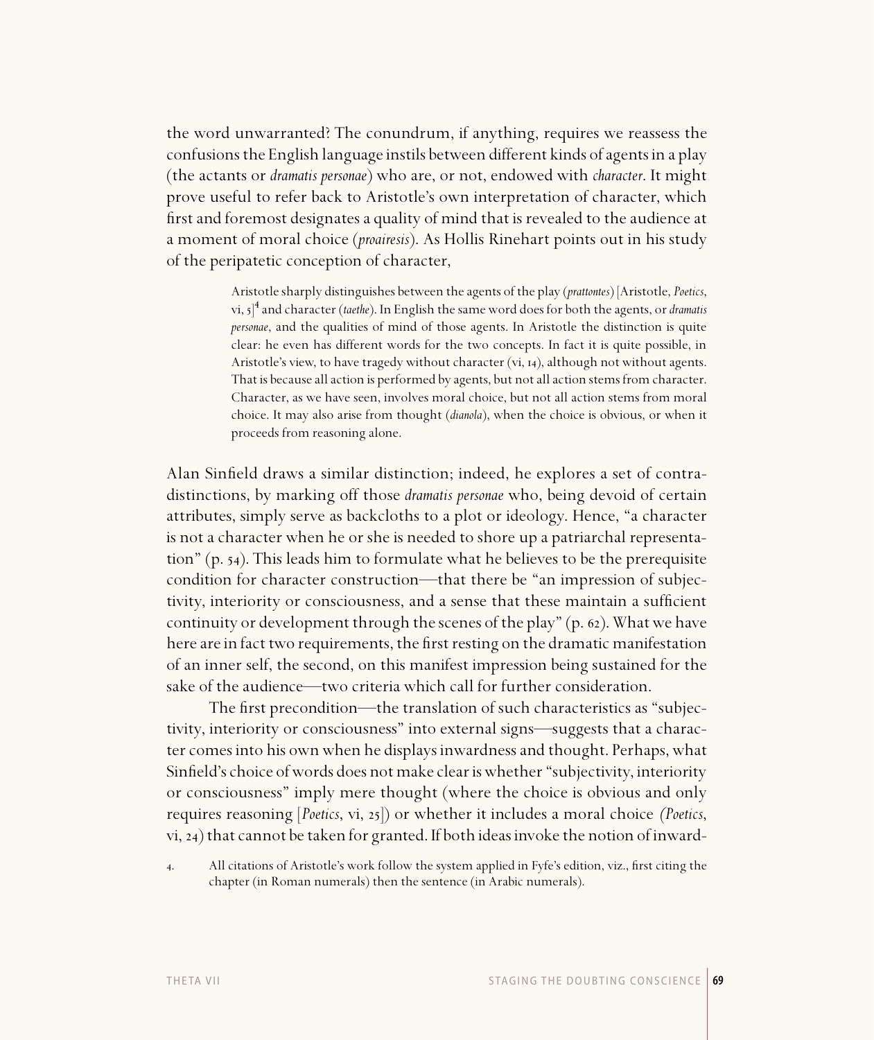the word unwarranted? The conundrum, if anything, requires we reassess the confusions the English language instils between different kinds of agents in a play (the actants or *dramatis personae*) who are, or not, endowed with *character*. It might prove useful to refer back to Aristotle's own interpretation of character, which first and foremost designates a quality of mind that is revealed to the audience at a moment of moral choice (*proairesis*). As Hollis Rinehart points out in his study of the peripatetic conception of character,

> Aristotle sharply distinguishes between the agents of the play (*prattontes*) [Aristotle, *Poetics*, vi, 5][4] and character (*taethe*). In English the same word does for both the agents, or *dramatis personae*, and the qualities of mind of those agents. In Aristotle the distinction is quite clear: he even has different words for the two concepts. In fact it is quite possible, in Aristotle's view, to have tragedy without character (vi, 14), although not without agents. That is because all action is performed by agents, but not all action stems from character. Character, as we have seen, involves moral choice, but not all action stems from moral choice. It may also arise from thought (*dianola*), when the choice is obvious, or when it proceeds from reasoning alone.

Alan Sinfield draws a similar distinction; indeed, he explores a set of contra-distinctions, by marking off those *dramatis personae* who, being devoid of certain attributes, simply serve as backcloths to a plot or ideology. Hence, "a character is not a character when he or she is needed to shore up a patriarchal representation" (p. 54). This leads him to formulate what he believes to be the prerequisite condition for character construction—that there be "an impression of subjectivity, interiority or consciousness, and a sense that these maintain a sufficient continuity or development through the scenes of the play" (p. 62). What we have here are in fact two requirements, the first resting on the dramatic manifestation of an inner self, the second, on this manifest impression being sustained for the sake of the audience—two criteria which call for further consideration.

The first precondition—the translation of such characteristics as "subjectivity, interiority or consciousness" into external signs—suggests that a character comes into his own when he displays inwardness and thought. Perhaps, what Sinfield's choice of words does not make clear is whether "subjectivity, interiority or consciousness" imply mere thought (where the choice is obvious and only requires reasoning [*Poetics*, vi, 25]) or whether it includes a moral choice (*Poetics*, vi, 24) that cannot be taken for granted. If both ideas invoke the notion of inward-

4. All citations of Aristotle's work follow the system applied in Fyfe's edition, viz., first citing the chapter (in Roman numerals) then the sentence (in Arabic numerals).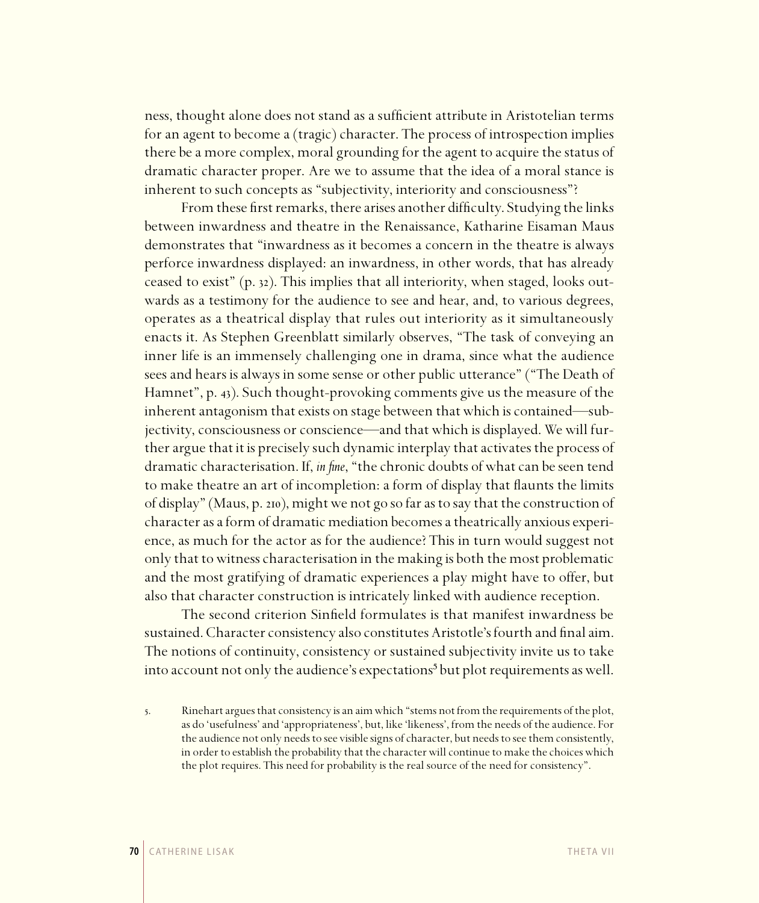ness, thought alone does not stand as a sufficient attribute in Aristotelian terms for an agent to become a (tragic) character. The process of introspection implies there be a more complex, moral grounding for the agent to acquire the status of dramatic character proper. Are we to assume that the idea of a moral stance is inherent to such concepts as "subjectivity, interiority and consciousness"?

From these first remarks, there arises another difficulty. Studying the links between inwardness and theatre in the Renaissance, Katharine Eisaman Maus demonstrates that "inwardness as it becomes a concern in the theatre is always perforce inwardness displayed: an inwardness, in other words, that has already ceased to exist" (p. 32). This implies that all interiority, when staged, looks outwards as a testimony for the audience to see and hear, and, to various degrees, operates as a theatrical display that rules out interiority as it simultaneously enacts it. As Stephen Greenblatt similarly observes, "The task of conveying an inner life is an immensely challenging one in drama, since what the audience sees and hears is always in some sense or other public utterance" ("The Death of Hamnet", p. 43). Such thought-provoking comments give us the measure of the inherent antagonism that exists on stage between that which is contained—subjectivity, consciousness or conscience—and that which is displayed. We will further argue that it is precisely such dynamic interplay that activates the process of dramatic characterisation. If, *in fine*, "the chronic doubts of what can be seen tend to make theatre an art of incompletion: a form of display that flaunts the limits of display" (Maus, p. 210), might we not go so far as to say that the construction of character as a form of dramatic mediation becomes a theatrically anxious experience, as much for the actor as for the audience? This in turn would suggest not only that to witness characterisation in the making is both the most problematic and the most gratifying of dramatic experiences a play might have to offer, but also that character construction is intricately linked with audience reception.

The second criterion Sinfield formulates is that manifest inwardness be sustained. Character consistency also constitutes Aristotle's fourth and final aim. The notions of continuity, consistency or sustained subjectivity invite us to take into account not only the audience's expectations[5] but plot requirements as well.

5. Rinehart argues that consistency is an aim which "stems not from the requirements of the plot, as do 'usefulness' and 'appropriateness', but, like 'likeness', from the needs of the audience. For the audience not only needs to see visible signs of character, but needs to see them consistently, in order to establish the probability that the character will continue to make the choices which the plot requires. This need for probability is the real source of the need for consistency".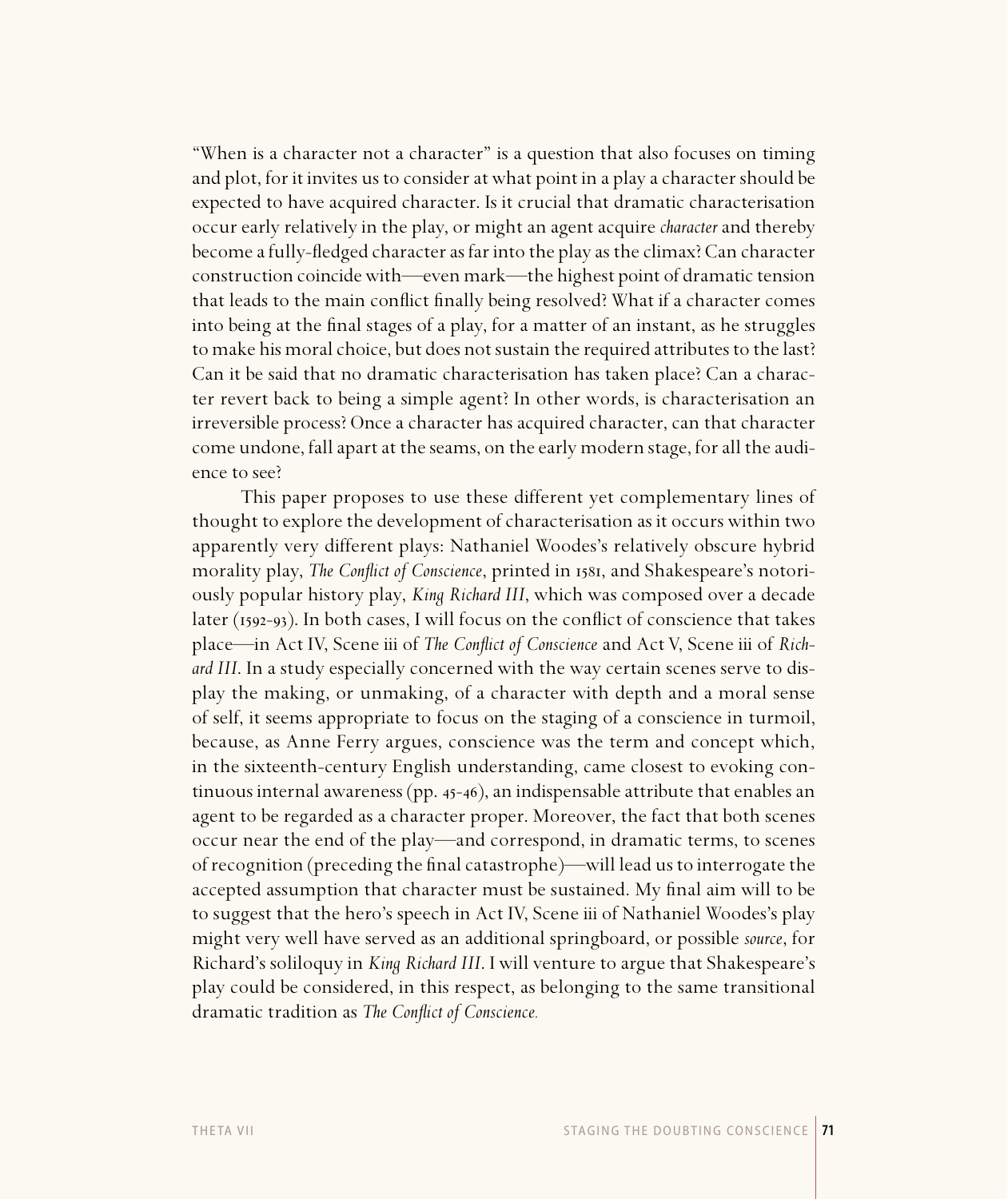"When is a character not a character" is a question that also focuses on timing and plot, for it invites us to consider at what point in a play a character should be expected to have acquired character. Is it crucial that dramatic characterisation occur early relatively in the play, or might an agent acquire *character* and thereby become a fully-fledged character as far into the play as the climax? Can character construction coincide with—even mark—the highest point of dramatic tension that leads to the main conflict finally being resolved? What if a character comes into being at the final stages of a play, for a matter of an instant, as he struggles to make his moral choice, but does not sustain the required attributes to the last? Can it be said that no dramatic characterisation has taken place? Can a character revert back to being a simple agent? In other words, is characterisation an irreversible process? Once a character has acquired character, can that character come undone, fall apart at the seams, on the early modern stage, for all the audience to see?

This paper proposes to use these different yet complementary lines of thought to explore the development of characterisation as it occurs within two apparently very different plays: Nathaniel Woodes's relatively obscure hybrid morality play, *The Conflict of Conscience*, printed in 1581, and Shakespeare's notoriously popular history play, *King Richard III*, which was composed over a decade later (1592-93). In both cases, I will focus on the conflict of conscience that takes place—in Act IV, Scene iii of *The Conflict of Conscience* and Act V, Scene iii of *Richard III*. In a study especially concerned with the way certain scenes serve to display the making, or unmaking, of a character with depth and a moral sense of self, it seems appropriate to focus on the staging of a conscience in turmoil, because, as Anne Ferry argues, conscience was the term and concept which, in the sixteenth-century English understanding, came closest to evoking continuous internal awareness (pp. 45-46), an indispensable attribute that enables an agent to be regarded as a character proper. Moreover, the fact that both scenes occur near the end of the play—and correspond, in dramatic terms, to scenes of recognition (preceding the final catastrophe)—will lead us to interrogate the accepted assumption that character must be sustained. My final aim will to be to suggest that the hero's speech in Act IV, Scene iii of Nathaniel Woodes's play might very well have served as an additional springboard, or possible *source*, for Richard's soliloquy in *King Richard III*. I will venture to argue that Shakespeare's play could be considered, in this respect, as belonging to the same transitional dramatic tradition as *The Conflict of Conscience.*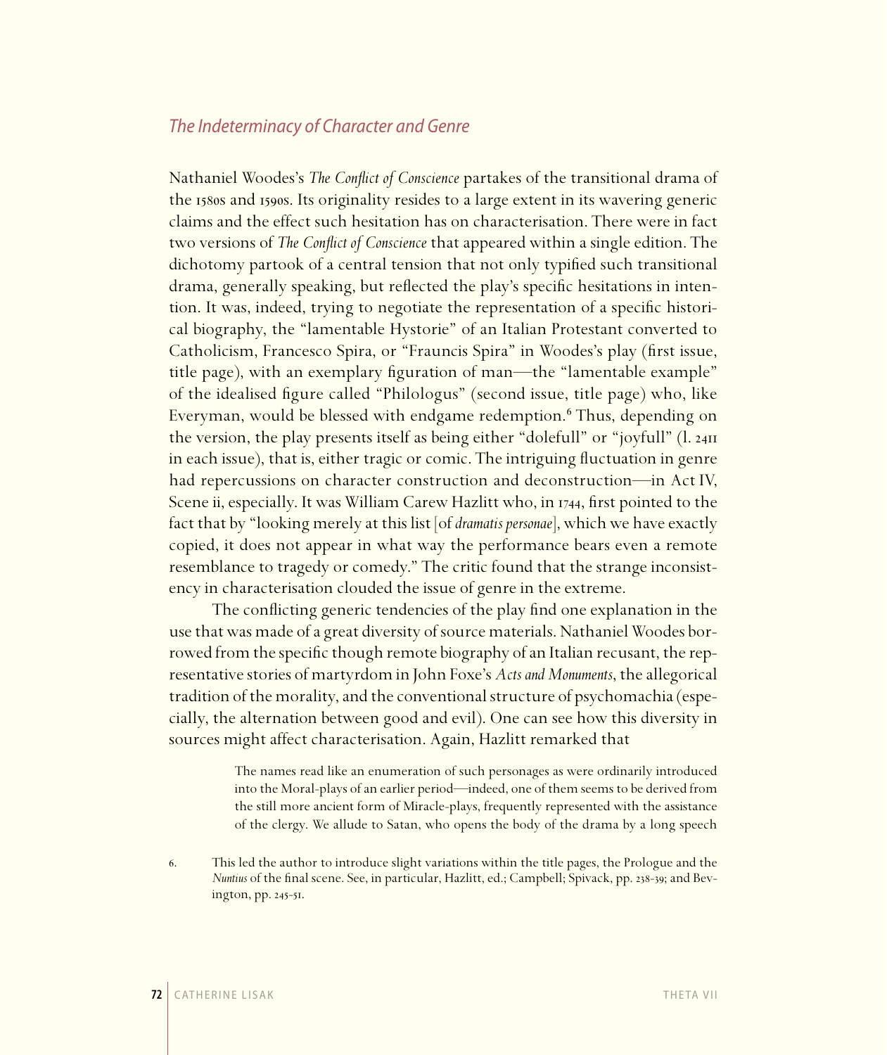## *The Indeterminacy of Character and Genre*

Nathaniel Woodes's *The Conflict of Conscience* partakes of the transitional drama of the 1580s and 1590s. Its originality resides to a large extent in its wavering generic claims and the effect such hesitation has on characterisation. There were in fact two versions of *The Conflict of Conscience* that appeared within a single edition. The dichotomy partook of a central tension that not only typified such transitional drama, generally speaking, but reflected the play's specific hesitations in intention. It was, indeed, trying to negotiate the representation of a specific historical biography, the "lamentable Hystorie" of an Italian Protestant converted to Catholicism, Francesco Spira, or "Frauncis Spira" in Woodes's play (first issue, title page), with an exemplary figuration of man—the "lamentable example" of the idealised figure called "Philologus" (second issue, title page) who, like Everyman, would be blessed with endgame redemption.[6] Thus, depending on the version, the play presents itself as being either "dolefull" or "joyfull" (l. 2411 in each issue), that is, either tragic or comic. The intriguing fluctuation in genre had repercussions on character construction and deconstruction—in Act IV, Scene ii, especially. It was William Carew Hazlitt who, in 1744, first pointed to the fact that by "looking merely at this list [of *dramatis personae*], which we have exactly copied, it does not appear in what way the performance bears even a remote resemblance to tragedy or comedy." The critic found that the strange inconsistency in characterisation clouded the issue of genre in the extreme.

The conflicting generic tendencies of the play find one explanation in the use that was made of a great diversity of source materials. Nathaniel Woodes borrowed from the specific though remote biography of an Italian recusant, the representative stories of martyrdom in John Foxe's *Acts and Monuments*, the allegorical tradition of the morality, and the conventional structure of psychomachia (especially, the alternation between good and evil). One can see how this diversity in sources might affect characterisation. Again, Hazlitt remarked that

> The names read like an enumeration of such personages as were ordinarily introduced into the Moral-plays of an earlier period—indeed, one of them seems to be derived from the still more ancient form of Miracle-plays, frequently represented with the assistance of the clergy. We allude to Satan, who opens the body of the drama by a long speech

6. This led the author to introduce slight variations within the title pages, the Prologue and the *Nuntius* of the final scene. See, in particular, Hazlitt, ed.; Campbell; Spivack, pp. 238-39; and Bevington, pp. 245-51.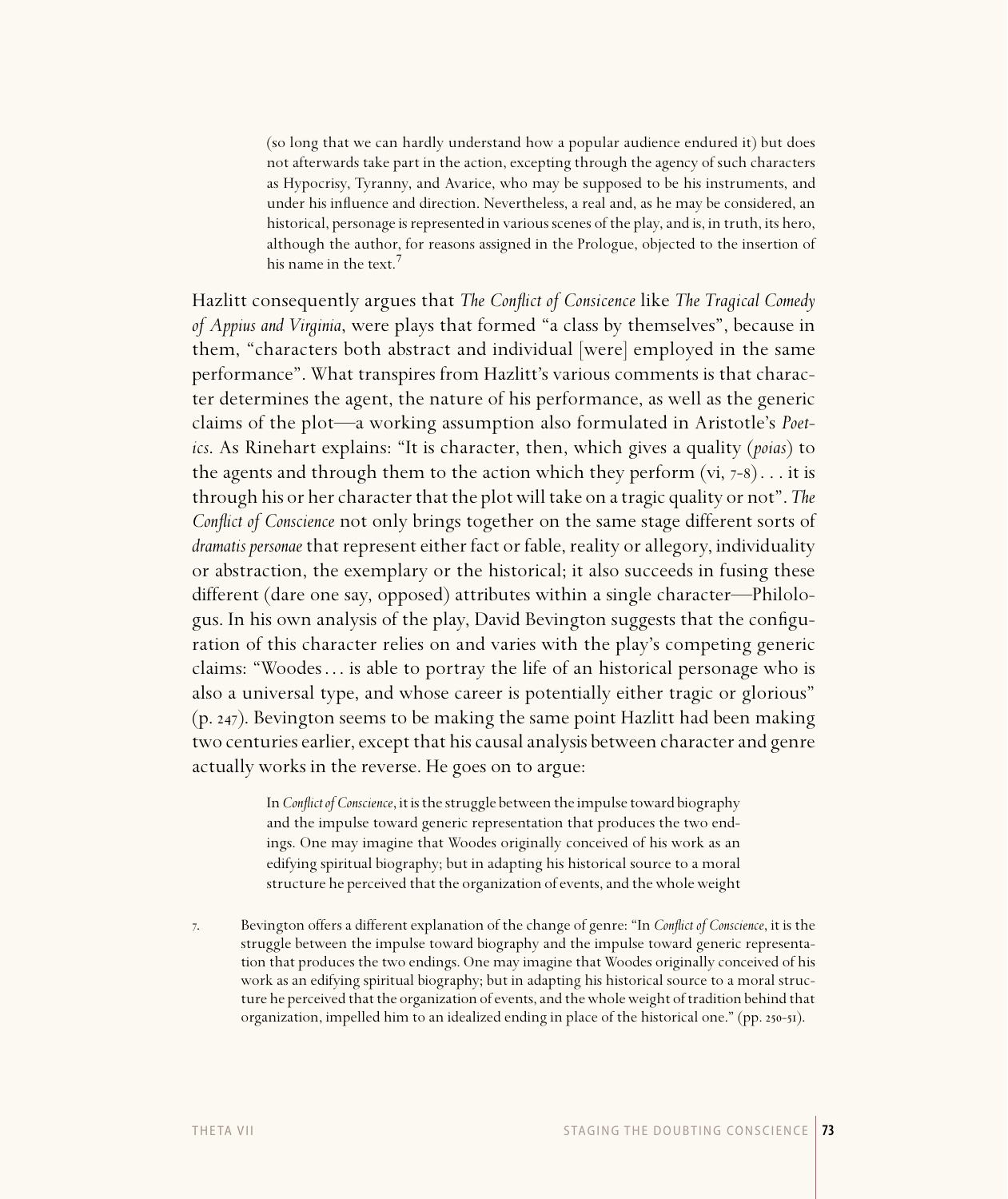> (so long that we can hardly understand how a popular audience endured it) but does not afterwards take part in the action, excepting through the agency of such characters as Hypocrisy, Tyranny, and Avarice, who may be supposed to be his instruments, and under his influence and direction. Nevertheless, a real and, as he may be considered, an historical, personage is represented in various scenes of the play, and is, in truth, its hero, although the author, for reasons assigned in the Prologue, objected to the insertion of his name in the text.[7]

Hazlitt consequently argues that *The Conflict of Consicence* like *The Tragical Comedy of Appius and Virginia*, were plays that formed "a class by themselves", because in them, "characters both abstract and individual [were] employed in the same performance". What transpires from Hazlitt's various comments is that character determines the agent, the nature of his performance, as well as the generic claims of the plot—a working assumption also formulated in Aristotle's *Poetics*. As Rinehart explains: "It is character, then, which gives a quality (*poias*) to the agents and through them to the action which they perform (vi, 7-8). . . it is through his or her character that the plot will take on a tragic quality or not". *The Conflict of Conscience* not only brings together on the same stage different sorts of *dramatis personae* that represent either fact or fable, reality or allegory, individuality or abstraction, the exemplary or the historical; it also succeeds in fusing these different (dare one say, opposed) attributes within a single character—Philologus. In his own analysis of the play, David Bevington suggests that the configuration of this character relies on and varies with the play's competing generic claims: "Woodes . . . is able to portray the life of an historical personage who is also a universal type, and whose career is potentially either tragic or glorious" (p. 247). Bevington seems to be making the same point Hazlitt had been making two centuries earlier, except that his causal analysis between character and genre actually works in the reverse. He goes on to argue:

> In *Conflict of Conscience*, it is the struggle between the impulse toward biography and the impulse toward generic representation that produces the two endings. One may imagine that Woodes originally conceived of his work as an edifying spiritual biography; but in adapting his historical source to a moral structure he perceived that the organization of events, and the whole weight

7. Bevington offers a different explanation of the change of genre: "In *Conflict of Conscience*, it is the struggle between the impulse toward biography and the impulse toward generic representation that produces the two endings. One may imagine that Woodes originally conceived of his work as an edifying spiritual biography; but in adapting his historical source to a moral structure he perceived that the organization of events, and the whole weight of tradition behind that organization, impelled him to an idealized ending in place of the historical one." (pp. 250-51).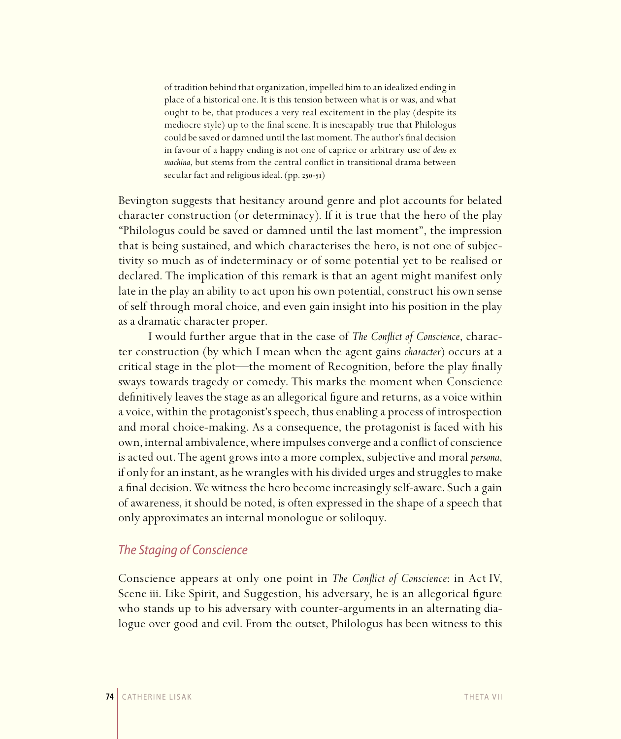> of tradition behind that organization, impelled him to an idealized ending in place of a historical one. It is this tension between what is or was, and what ought to be, that produces a very real excitement in the play (despite its mediocre style) up to the final scene. It is inescapably true that Philologus could be saved or damned until the last moment. The author's final decision in favour of a happy ending is not one of caprice or arbitrary use of *deus ex machina*, but stems from the central conflict in transitional drama between secular fact and religious ideal. (pp. 250-51)

Bevington suggests that hesitancy around genre and plot accounts for belated character construction (or determinacy). If it is true that the hero of the play "Philologus could be saved or damned until the last moment", the impression that is being sustained, and which characterises the hero, is not one of subjectivity so much as of indeterminacy or of some potential yet to be realised or declared. The implication of this remark is that an agent might manifest only late in the play an ability to act upon his own potential, construct his own sense of self through moral choice, and even gain insight into his position in the play as a dramatic character proper.

I would further argue that in the case of *The Conflict of Conscience*, character construction (by which I mean when the agent gains *character*) occurs at a critical stage in the plot—the moment of Recognition, before the play finally sways towards tragedy or comedy. This marks the moment when Conscience definitively leaves the stage as an allegorical figure and returns, as a voice within a voice, within the protagonist's speech, thus enabling a process of introspection and moral choice-making. As a consequence, the protagonist is faced with his own, internal ambivalence, where impulses converge and a conflict of conscience is acted out. The agent grows into a more complex, subjective and moral *persona*, if only for an instant, as he wrangles with his divided urges and struggles to make a final decision. We witness the hero become increasingly self-aware. Such a gain of awareness, it should be noted, is often expressed in the shape of a speech that only approximates an internal monologue or soliloquy.

## The Staging of Conscience

Conscience appears at only one point in *The Conflict of Conscience*: in Act IV, Scene iii. Like Spirit, and Suggestion, his adversary, he is an allegorical figure who stands up to his adversary with counter-arguments in an alternating dialogue over good and evil. From the outset, Philologus has been witness to this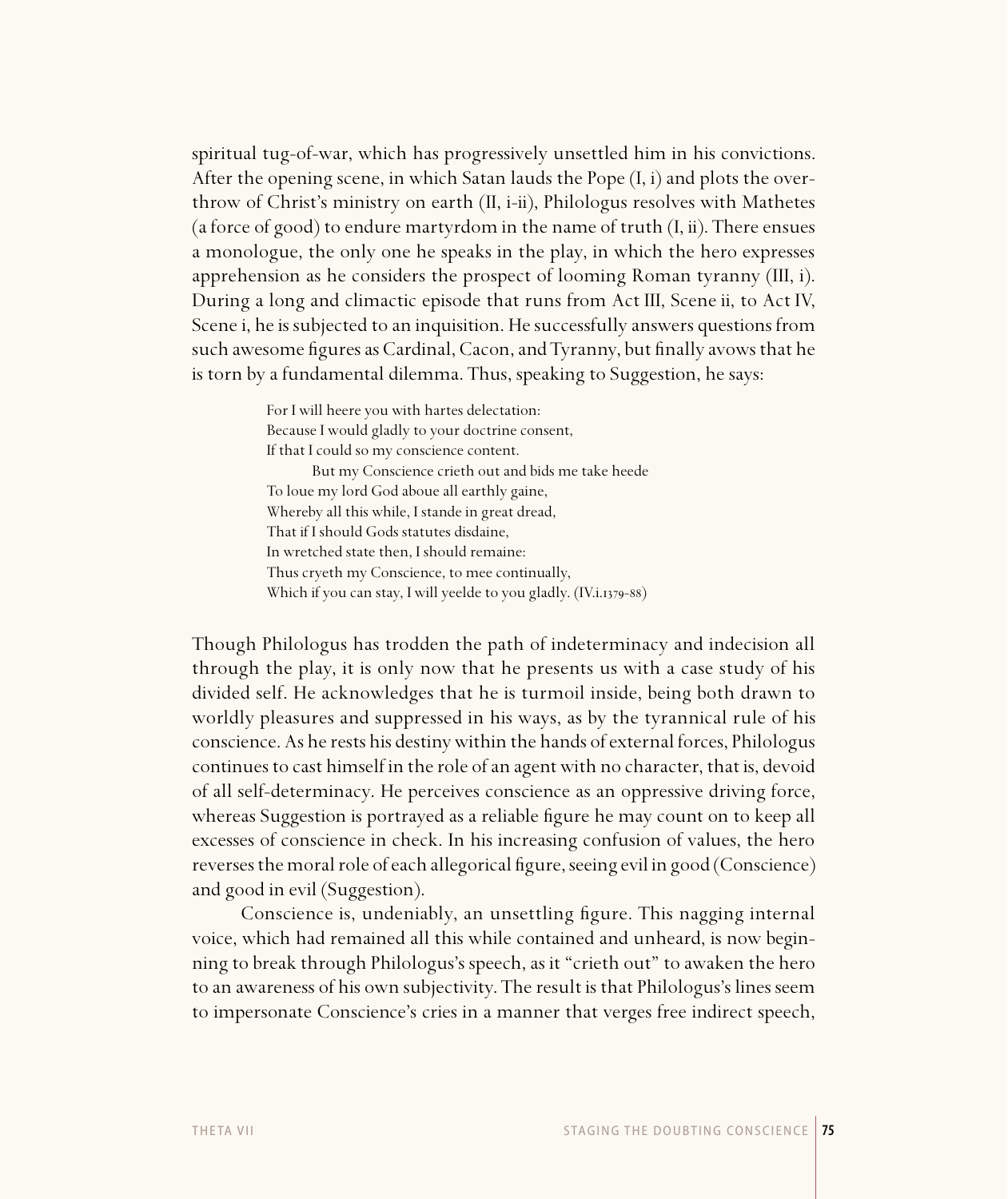spiritual tug-of-war, which has progressively unsettled him in his convictions. After the opening scene, in which Satan lauds the Pope (I, i) and plots the overthrow of Christ's ministry on earth (II, i-ii), Philologus resolves with Mathetes (a force of good) to endure martyrdom in the name of truth (I, ii). There ensues a monologue, the only one he speaks in the play, in which the hero expresses apprehension as he considers the prospect of looming Roman tyranny (III, i). During a long and climactic episode that runs from Act III, Scene ii, to Act IV, Scene i, he is subjected to an inquisition. He successfully answers questions from such awesome figures as Cardinal, Cacon, and Tyranny, but finally avows that he is torn by a fundamental dilemma. Thus, speaking to Suggestion, he says:

> For I will heere you with hartes delectation:
> Because I would gladly to your doctrine consent,
> If that I could so my conscience content.
>     But my Conscience crieth out and bids me take heede
> To loue my lord God aboue all earthly gaine,
> Whereby all this while, I stande in great dread,
> That if I should Gods statutes disdaine,
> In wretched state then, I should remaine:
> Thus cryeth my Conscience, to mee continually,
> Which if you can stay, I will yeelde to you gladly. (IV.i.1379-88)

Though Philologus has trodden the path of indeterminacy and indecision all through the play, it is only now that he presents us with a case study of his divided self. He acknowledges that he is turmoil inside, being both drawn to worldly pleasures and suppressed in his ways, as by the tyrannical rule of his conscience. As he rests his destiny within the hands of external forces, Philologus continues to cast himself in the role of an agent with no character, that is, devoid of all self-determinacy. He perceives conscience as an oppressive driving force, whereas Suggestion is portrayed as a reliable figure he may count on to keep all excesses of conscience in check. In his increasing confusion of values, the hero reverses the moral role of each allegorical figure, seeing evil in good (Conscience) and good in evil (Suggestion).

Conscience is, undeniably, an unsettling figure. This nagging internal voice, which had remained all this while contained and unheard, is now beginning to break through Philologus's speech, as it "crieth out" to awaken the hero to an awareness of his own subjectivity. The result is that Philologus's lines seem to impersonate Conscience's cries in a manner that verges free indirect speech,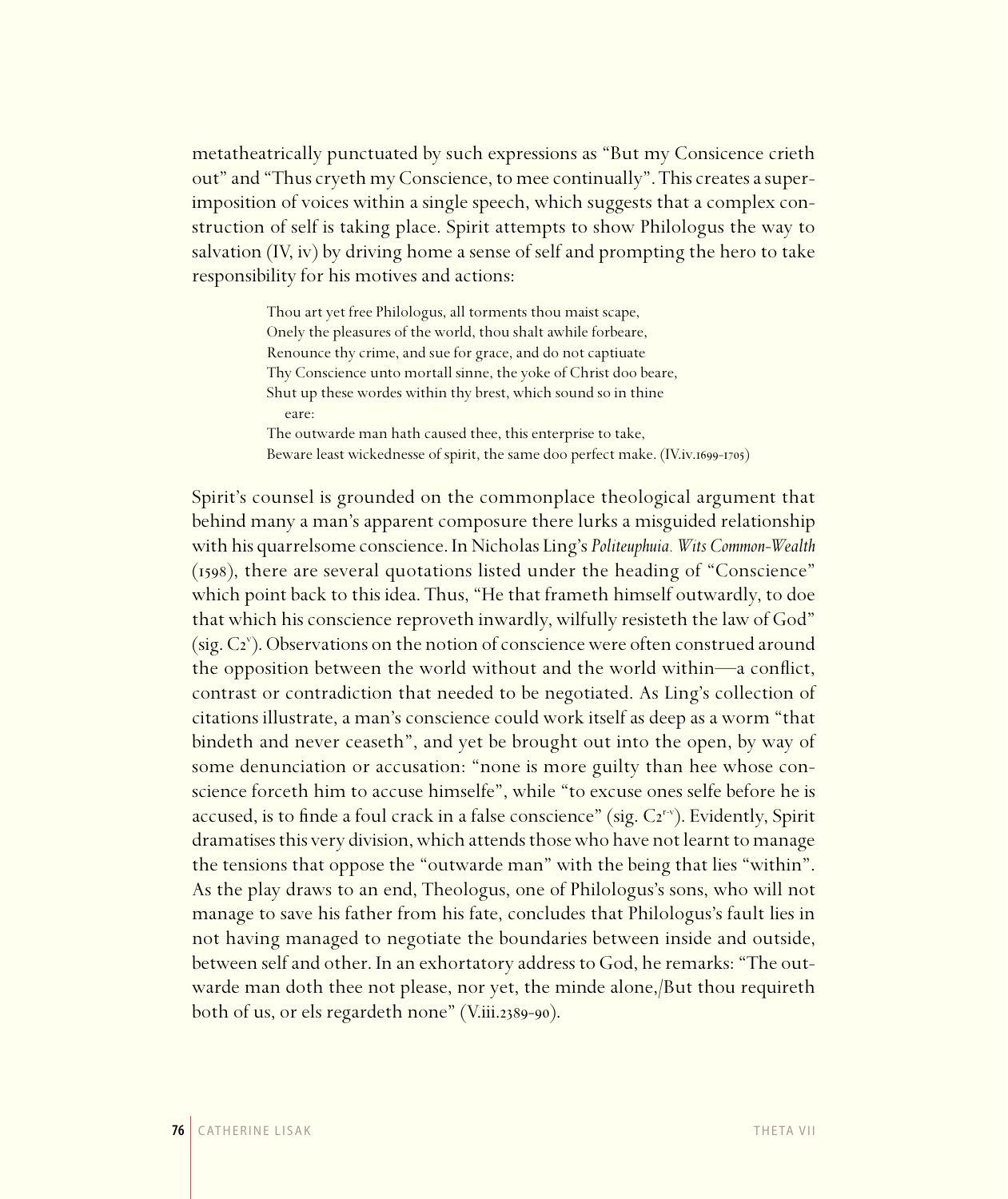metatheatrically punctuated by such expressions as "But my Consicence crieth out" and "Thus cryeth my Conscience, to mee continually". This creates a superimposition of voices within a single speech, which suggests that a complex construction of self is taking place. Spirit attempts to show Philologus the way to salvation (IV, iv) by driving home a sense of self and prompting the hero to take responsibility for his motives and actions:

> Thou art yet free Philologus, all torments thou maist scape,
> Onely the pleasures of the world, thou shalt awhile forbeare,
> Renounce thy crime, and sue for grace, and do not captiuate
> Thy Conscience unto mortall sinne, the yoke of Christ doo beare,
> Shut up these wordes within thy brest, which sound so in thine
> eare:
> The outwarde man hath caused thee, this enterprise to take,
> Beware least wickednesse of spirit, the same doo perfect make. (IV.iv.1699-1705)

Spirit's counsel is grounded on the commonplace theological argument that behind many a man's apparent composure there lurks a misguided relationship with his quarrelsome conscience. In Nicholas Ling's *Politeuphuia. Wits Common-Wealth* (1598), there are several quotations listed under the heading of "Conscience" which point back to this idea. Thus, "He that frameth himself outwardly, to doe that which his conscience reproveth inwardly, wilfully resisteth the law of God" (sig. C2[v]). Observations on the notion of conscience were often construed around the opposition between the world without and the world within—a conflict, contrast or contradiction that needed to be negotiated. As Ling's collection of citations illustrate, a man's conscience could work itself as deep as a worm "that bindeth and never ceaseth", and yet be brought out into the open, by way of some denunciation or accusation: "none is more guilty than hee whose conscience forceth him to accuse himselfe", while "to excuse ones selfe before he is accused, is to finde a foul crack in a false conscience" (sig. C2[r-v]). Evidently, Spirit dramatises this very division, which attends those who have not learnt to manage the tensions that oppose the "outwarde man" with the being that lies "within". As the play draws to an end, Theologus, one of Philologus's sons, who will not manage to save his father from his fate, concludes that Philologus's fault lies in not having managed to negotiate the boundaries between inside and outside, between self and other. In an exhortatory address to God, he remarks: "The outwarde man doth thee not please, nor yet, the minde alone,/But thou requireth both of us, or els regardeth none" (V.iii.2389-90).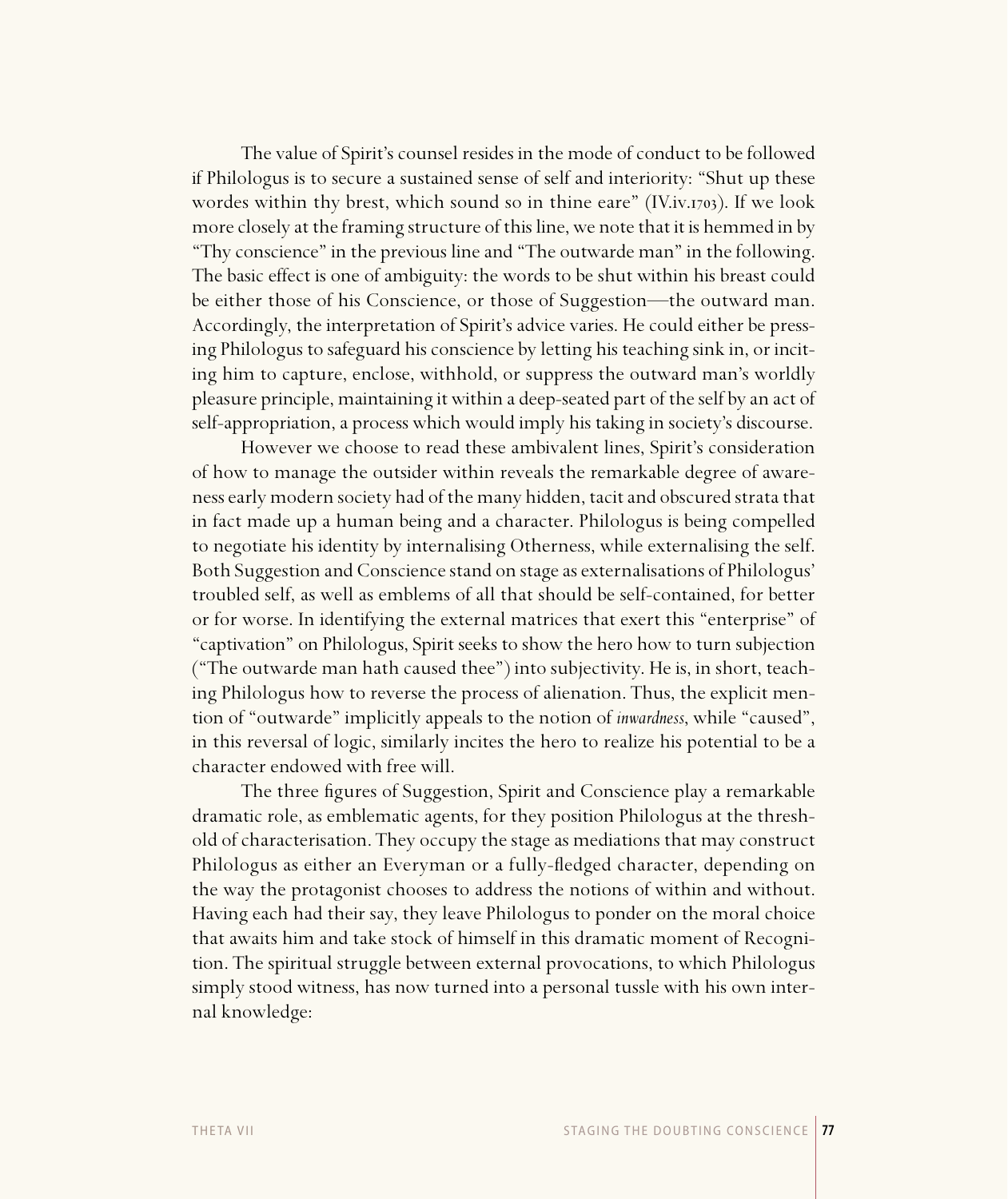The value of Spirit's counsel resides in the mode of conduct to be followed if Philologus is to secure a sustained sense of self and interiority: "Shut up these wordes within thy brest, which sound so in thine eare" (IV.iv.1703). If we look more closely at the framing structure of this line, we note that it is hemmed in by "Thy conscience" in the previous line and "The outwarde man" in the following. The basic effect is one of ambiguity: the words to be shut within his breast could be either those of his Conscience, or those of Suggestion—the outward man. Accordingly, the interpretation of Spirit's advice varies. He could either be pressing Philologus to safeguard his conscience by letting his teaching sink in, or inciting him to capture, enclose, withhold, or suppress the outward man's worldly pleasure principle, maintaining it within a deep-seated part of the self by an act of self-appropriation, a process which would imply his taking in society's discourse.

However we choose to read these ambivalent lines, Spirit's consideration of how to manage the outsider within reveals the remarkable degree of awareness early modern society had of the many hidden, tacit and obscured strata that in fact made up a human being and a character. Philologus is being compelled to negotiate his identity by internalising Otherness, while externalising the self. Both Suggestion and Conscience stand on stage as externalisations of Philologus' troubled self, as well as emblems of all that should be self-contained, for better or for worse. In identifying the external matrices that exert this "enterprise" of "captivation" on Philologus, Spirit seeks to show the hero how to turn subjection ("The outwarde man hath caused thee") into subjectivity. He is, in short, teaching Philologus how to reverse the process of alienation. Thus, the explicit mention of "outwarde" implicitly appeals to the notion of *inwardness*, while "caused", in this reversal of logic, similarly incites the hero to realize his potential to be a character endowed with free will.

The three figures of Suggestion, Spirit and Conscience play a remarkable dramatic role, as emblematic agents, for they position Philologus at the threshold of characterisation. They occupy the stage as mediations that may construct Philologus as either an Everyman or a fully-fledged character, depending on the way the protagonist chooses to address the notions of within and without. Having each had their say, they leave Philologus to ponder on the moral choice that awaits him and take stock of himself in this dramatic moment of Recognition. The spiritual struggle between external provocations, to which Philologus simply stood witness, has now turned into a personal tussle with his own internal knowledge: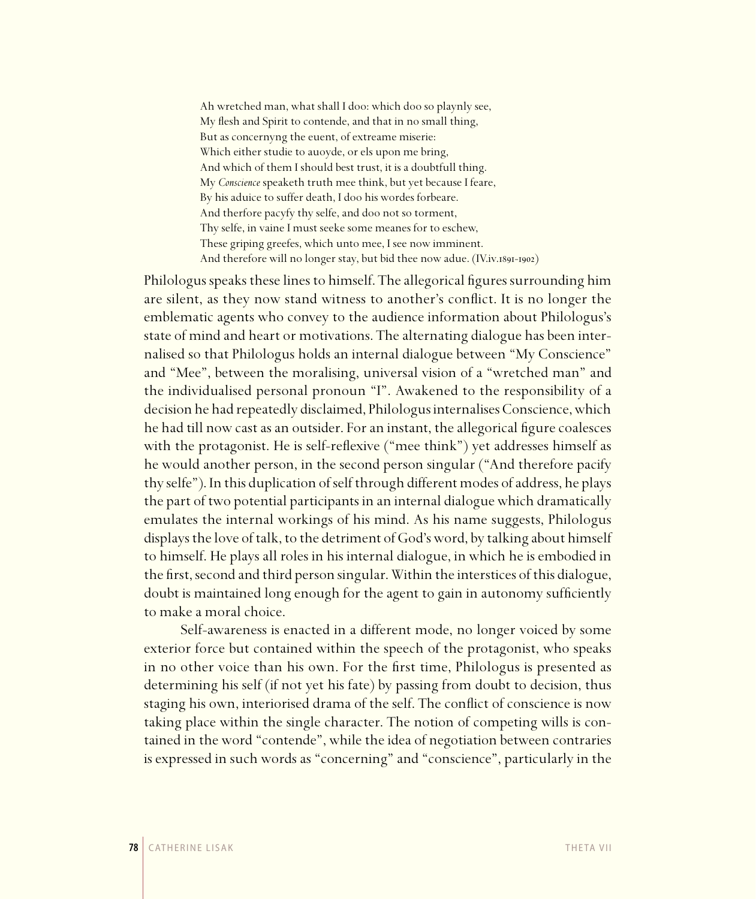> Ah wretched man, what shall I doo: which doo so playnly see,
> My flesh and Spirit to contende, and that in no small thing,
> But as concernyng the euent, of extreame miserie:
> Which either studie to auoyde, or els upon me bring,
> And which of them I should best trust, it is a doubtfull thing.
> My *Conscience* speaketh truth mee think, but yet because I feare,
> By his aduice to suffer death, I doo his wordes forbeare.
> And therfore pacyfy thy selfe, and doo not so torment,
> Thy selfe, in vaine I must seeke some meanes for to eschew,
> These griping greefes, which unto mee, I see now imminent.
> And therefore will no longer stay, but bid thee now adue. (IV.iv.1891-1902)

Philologus speaks these lines to himself. The allegorical figures surrounding him are silent, as they now stand witness to another's conflict. It is no longer the emblematic agents who convey to the audience information about Philologus's state of mind and heart or motivations. The alternating dialogue has been internalised so that Philologus holds an internal dialogue between "My Conscience" and "Mee", between the moralising, universal vision of a "wretched man" and the individualised personal pronoun "I". Awakened to the responsibility of a decision he had repeatedly disclaimed, Philologus internalises Conscience, which he had till now cast as an outsider. For an instant, the allegorical figure coalesces with the protagonist. He is self-reflexive ("mee think") yet addresses himself as he would another person, in the second person singular ("And therefore pacify thy selfe"). In this duplication of self through different modes of address, he plays the part of two potential participants in an internal dialogue which dramatically emulates the internal workings of his mind. As his name suggests, Philologus displays the love of talk, to the detriment of God's word, by talking about himself to himself. He plays all roles in his internal dialogue, in which he is embodied in the first, second and third person singular. Within the interstices of this dialogue, doubt is maintained long enough for the agent to gain in autonomy sufficiently to make a moral choice.

Self-awareness is enacted in a different mode, no longer voiced by some exterior force but contained within the speech of the protagonist, who speaks in no other voice than his own. For the first time, Philologus is presented as determining his self (if not yet his fate) by passing from doubt to decision, thus staging his own, interiorised drama of the self. The conflict of conscience is now taking place within the single character. The notion of competing wills is contained in the word "contende", while the idea of negotiation between contraries is expressed in such words as "concerning" and "conscience", particularly in the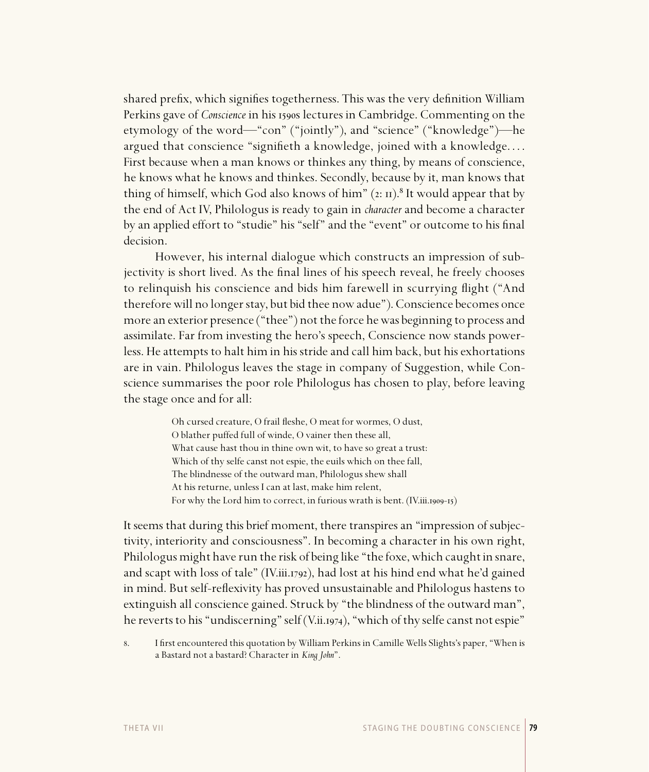shared prefix, which signifies togetherness. This was the very definition William Perkins gave of *Conscience* in his 1590s lectures in Cambridge. Commenting on the etymology of the word—"con" ("jointly"), and "science" ("knowledge")—he argued that conscience "signifieth a knowledge, joined with a knowledge.... First because when a man knows or thinkes any thing, by means of conscience, he knows what he knows and thinkes. Secondly, because by it, man knows that thing of himself, which God also knows of him" (2: 11).[8] It would appear that by the end of Act IV, Philologus is ready to gain in *character* and become a character by an applied effort to "studie" his "self" and the "event" or outcome to his final decision.

However, his internal dialogue which constructs an impression of subjectivity is short lived. As the final lines of his speech reveal, he freely chooses to relinquish his conscience and bids him farewell in scurrying flight ("And therefore will no longer stay, but bid thee now adue"). Conscience becomes once more an exterior presence ("thee") not the force he was beginning to process and assimilate. Far from investing the hero's speech, Conscience now stands powerless. He attempts to halt him in his stride and call him back, but his exhortations are in vain. Philologus leaves the stage in company of Suggestion, while Conscience summarises the poor role Philologus has chosen to play, before leaving the stage once and for all:

> Oh cursed creature, O frail fleshe, O meat for wormes, O dust,
> O blather puffed full of winde, O vainer then these all,
> What cause hast thou in thine own wit, to have so great a trust:
> Which of thy selfe canst not espie, the euils which on thee fall,
> The blindnesse of the outward man, Philologus shew shall
> At his returne, unless I can at last, make him relent,
> For why the Lord him to correct, in furious wrath is bent. (IV.iii.1909-15)

It seems that during this brief moment, there transpires an "impression of subjectivity, interiority and consciousness". In becoming a character in his own right, Philologus might have run the risk of being like "the foxe, which caught in snare, and scapt with loss of tale" (IV.iii.1792), had lost at his hind end what he'd gained in mind. But self-reflexivity has proved unsustainable and Philologus hastens to extinguish all conscience gained. Struck by "the blindness of the outward man", he reverts to his "undiscerning" self (V.ii.1974), "which of thy selfe canst not espie"

8. I first encountered this quotation by William Perkins in Camille Wells Slights's paper, "When is a Bastard not a bastard? Character in *King John*".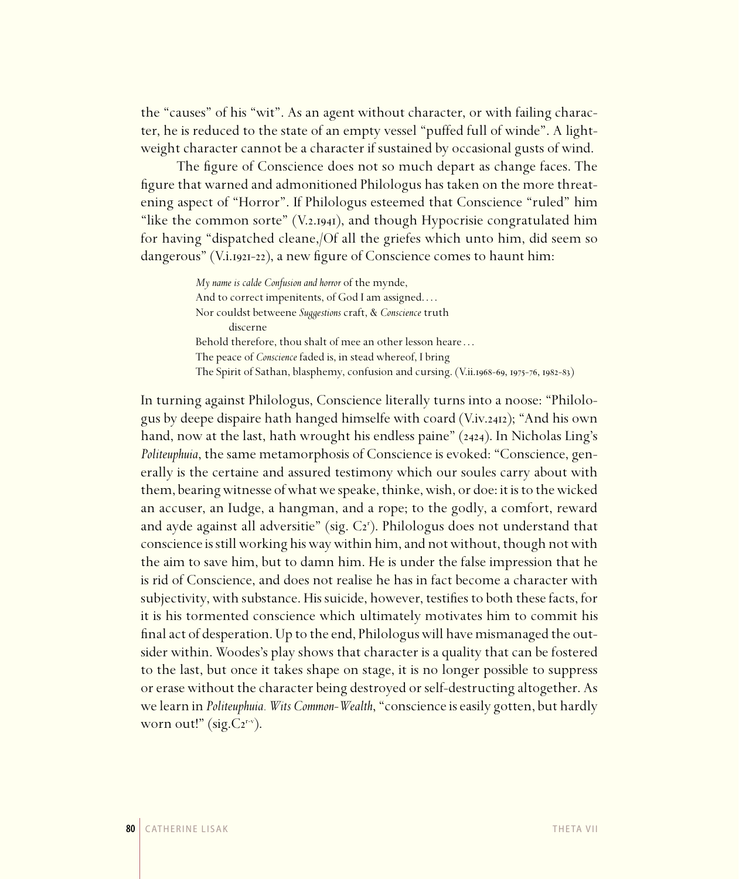the "causes" of his "wit". As an agent without character, or with failing character, he is reduced to the state of an empty vessel "puffed full of winde". A lightweight character cannot be a character if sustained by occasional gusts of wind.

The figure of Conscience does not so much depart as change faces. The figure that warned and admonitioned Philologus has taken on the more threatening aspect of "Horror". If Philologus esteemed that Conscience "ruled" him "like the common sorte" (V.2.1941), and though Hypocrisie congratulated him for having "dispatched cleane,/Of all the griefes which unto him, did seem so dangerous" (V.i.1921-22), a new figure of Conscience comes to haunt him:

> *My name is calde Confusion and horror* of the mynde,
> And to correct impenitents, of God I am assigned. . . .
> Nor couldst betweene *Suggestions* craft, & *Conscience* truth
> discerne
> Behold therefore, thou shalt of mee an other lesson heare . . .
> The peace of *Conscience* faded is, in stead whereof, I bring
> The Spirit of Sathan, blasphemy, confusion and cursing. (V.ii.1968-69, 1975-76, 1982-83)

In turning against Philologus, Conscience literally turns into a noose: "Philologus by deepe dispaire hath hanged himselfe with coard (V.iv.2412); "And his own hand, now at the last, hath wrought his endless paine" (2424). In Nicholas Ling's *Politeuphuia*, the same metamorphosis of Conscience is evoked: "Conscience, generally is the certaine and assured testimony which our soules carry about with them, bearing witnesse of what we speake, thinke, wish, or doe: it is to the wicked an accuser, an Iudge, a hangman, and a rope; to the godly, a comfort, reward and ayde against all adversitie" (sig. C2[r]). Philologus does not understand that conscience is still working his way within him, and not without, though not with the aim to save him, but to damn him. He is under the false impression that he is rid of Conscience, and does not realise he has in fact become a character with subjectivity, with substance. His suicide, however, testifies to both these facts, for it is his tormented conscience which ultimately motivates him to commit his final act of desperation. Up to the end, Philologus will have mismanaged the outsider within. Woodes's play shows that character is a quality that can be fostered to the last, but once it takes shape on stage, it is no longer possible to suppress or erase without the character being destroyed or self-destructing altogether. As we learn in *Politeuphuia. Wits Common-Wealth*, "conscience is easily gotten, but hardly worn out!" (sig.C2[r-v]).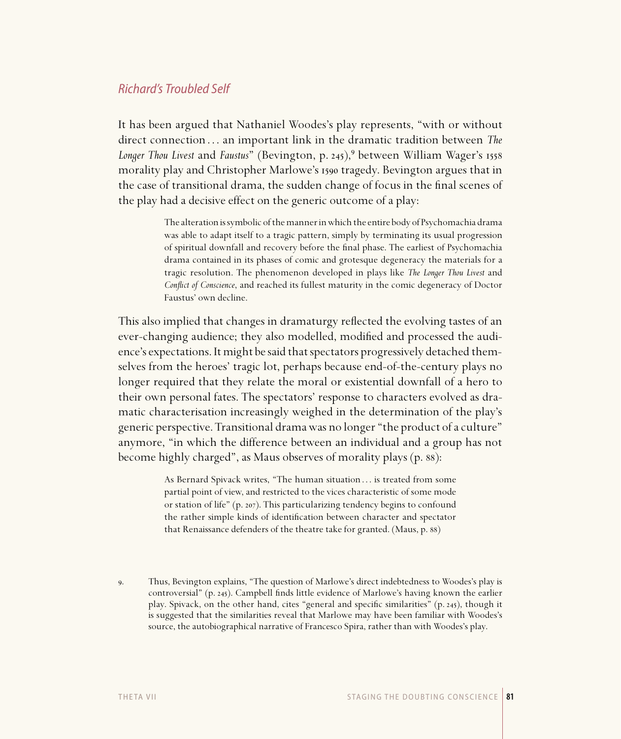## *Richard's Troubled Self*

It has been argued that Nathaniel Woodes's play represents, "with or without direct connection... an important link in the dramatic tradition between *The Longer Thou Livest* and *Faustus*" (Bevington, p. 245),[9] between William Wager's 1558 morality play and Christopher Marlowe's 1590 tragedy. Bevington argues that in the case of transitional drama, the sudden change of focus in the final scenes of the play had a decisive effect on the generic outcome of a play:

> The alteration is symbolic of the manner in which the entire body of Psychomachia drama was able to adapt itself to a tragic pattern, simply by terminating its usual progression of spiritual downfall and recovery before the final phase. The earliest of Psychomachia drama contained in its phases of comic and grotesque degeneracy the materials for a tragic resolution. The phenomenon developed in plays like *The Longer Thou Livest* and *Conflict of Conscience*, and reached its fullest maturity in the comic degeneracy of Doctor Faustus' own decline.

This also implied that changes in dramaturgy reflected the evolving tastes of an ever-changing audience; they also modelled, modified and processed the audience's expectations. It might be said that spectators progressively detached themselves from the heroes' tragic lot, perhaps because end-of-the-century plays no longer required that they relate the moral or existential downfall of a hero to their own personal fates. The spectators' response to characters evolved as dramatic characterisation increasingly weighed in the determination of the play's generic perspective. Transitional drama was no longer "the product of a culture" anymore, "in which the difference between an individual and a group has not become highly charged", as Maus observes of morality plays (p. 88):

> As Bernard Spivack writes, "The human situation... is treated from some partial point of view, and restricted to the vices characteristic of some mode or station of life" (p. 207). This particularizing tendency begins to confound the rather simple kinds of identification between character and spectator that Renaissance defenders of the theatre take for granted. (Maus, p. 88)

9. Thus, Bevington explains, "The question of Marlowe's direct indebtedness to Woodes's play is controversial" (p. 245). Campbell finds little evidence of Marlowe's having known the earlier play. Spivack, on the other hand, cites "general and specific similarities" (p. 245), though it is suggested that the similarities reveal that Marlowe may have been familiar with Woodes's source, the autobiographical narrative of Francesco Spira, rather than with Woodes's play.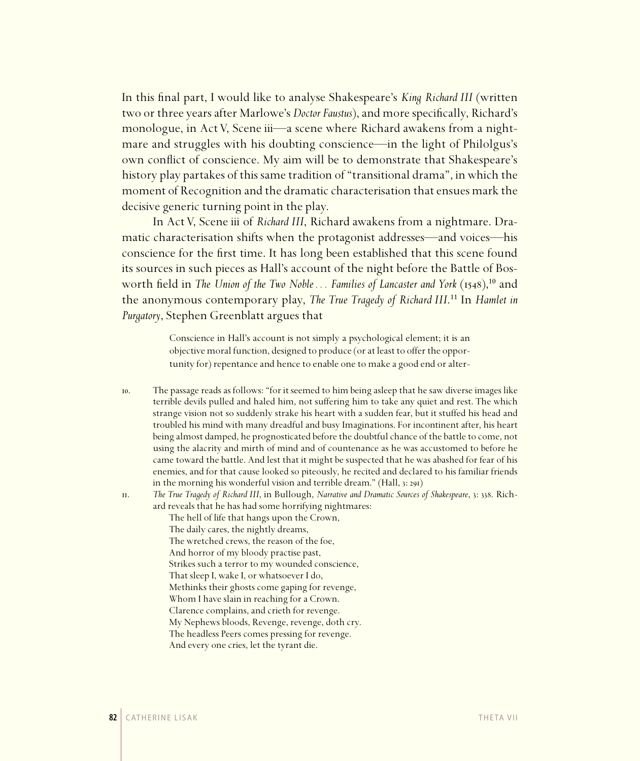In this final part, I would like to analyse Shakespeare's *King Richard III* (written two or three years after Marlowe's *Doctor Faustus*), and more specifically, Richard's monologue, in Act V, Scene iii—a scene where Richard awakens from a nightmare and struggles with his doubting conscience—in the light of Philolgus's own conflict of conscience. My aim will be to demonstrate that Shakespeare's history play partakes of this same tradition of "transitional drama", in which the moment of Recognition and the dramatic characterisation that ensues mark the decisive generic turning point in the play.

In Act V, Scene iii of *Richard III*, Richard awakens from a nightmare. Dramatic characterisation shifts when the protagonist addresses—and voices—his conscience for the first time. It has long been established that this scene found its sources in such pieces as Hall's account of the night before the Battle of Bosworth field in *The Union of the Two Noble . . . Families of Lancaster and York* (1548),[10] and the anonymous contemporary play, *The True Tragedy of Richard III*.[11] In *Hamlet in Purgatory*, Stephen Greenblatt argues that

> Conscience in Hall's account is not simply a psychological element; it is an objective moral function, designed to produce (or at least to offer the opportunity for) repentance and hence to enable one to make a good end or alter-

10. The passage reads as follows: "for it seemed to him being asleep that he saw diverse images like terrible devils pulled and haled him, not suffering him to take any quiet and rest. The which strange vision not so suddenly strake his heart with a sudden fear, but it stuffed his head and troubled his mind with many dreadful and busy Imaginations. For incontinent after, his heart being almost damped, he prognosticated before the doubtful chance of the battle to come, not using the alacrity and mirth of mind and of countenance as he was accustomed to before he came toward the battle. And lest that it might be suspected that he was abashed for fear of his enemies, and for that cause looked so piteously, he recited and declared to his familiar friends in the morning his wonderful vision and terrible dream." (Hall, 3: 291)

11. *The True Tragedy of Richard III*, in Bullough, *Narrative and Dramatic Sources of Shakespeare*, 3: 338. Richard reveals that he has had some horrifying nightmares:

    The hell of life that hangs upon the Crown,
    The daily cares, the nightly dreams,
    The wretched crews, the reason of the foe,
    And horror of my bloody practise past,
    Strikes such a terror to my wounded conscience,
    That sleep I, wake I, or whatsoever I do,
    Methinks their ghosts come gaping for revenge,
    Whom I have slain in reaching for a Crown.
    Clarence complains, and crieth for revenge.
    My Nephews bloods, Revenge, revenge, doth cry.
    The headless Peers comes pressing for revenge.
    And every one cries, let the tyrant die.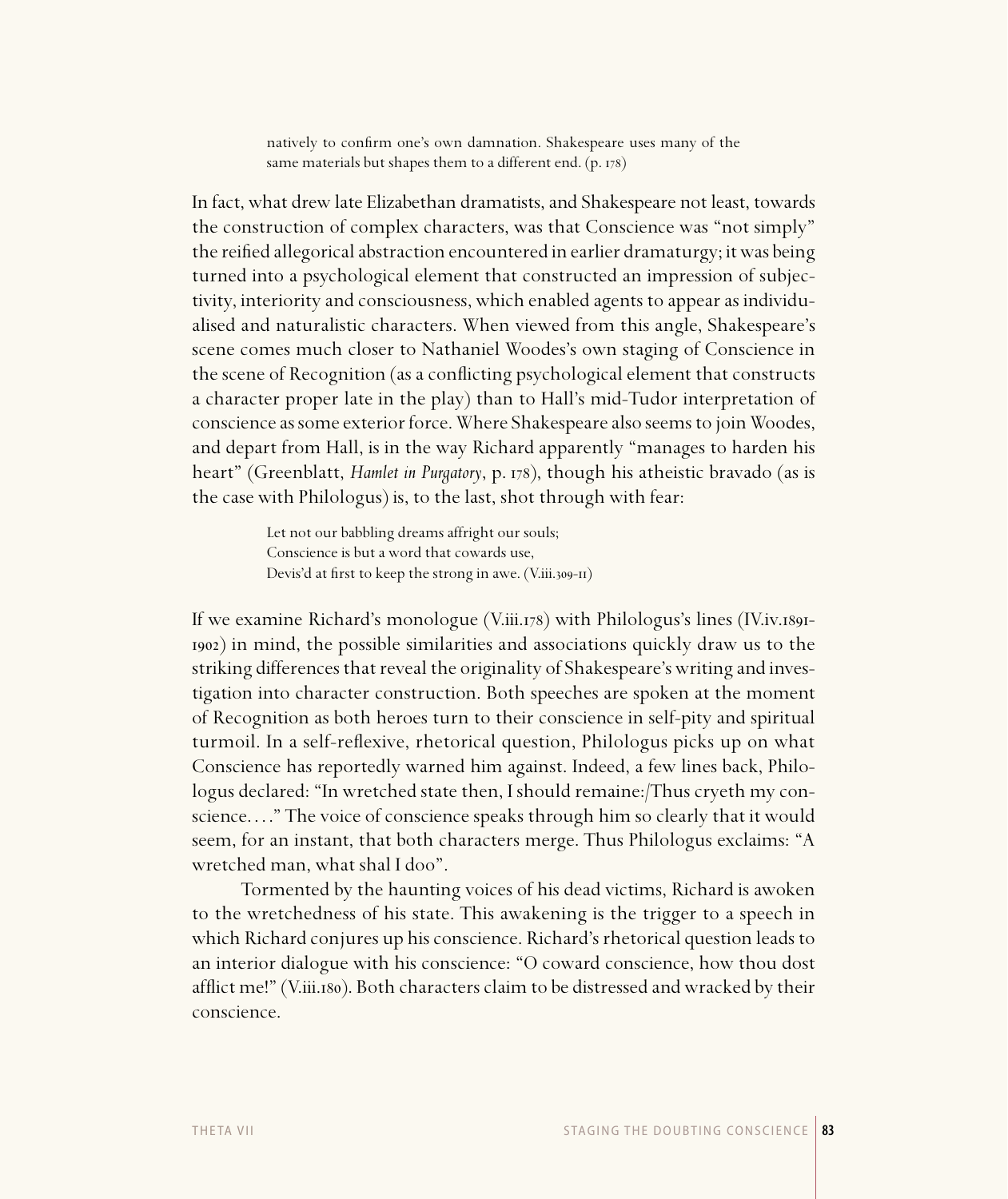> natively to confirm one's own damnation. Shakespeare uses many of the same materials but shapes them to a different end. (p. 178)

In fact, what drew late Elizabethan dramatists, and Shakespeare not least, towards the construction of complex characters, was that Conscience was "not simply" the reified allegorical abstraction encountered in earlier dramaturgy; it was being turned into a psychological element that constructed an impression of subjectivity, interiority and consciousness, which enabled agents to appear as individualised and naturalistic characters. When viewed from this angle, Shakespeare's scene comes much closer to Nathaniel Woodes's own staging of Conscience in the scene of Recognition (as a conflicting psychological element that constructs a character proper late in the play) than to Hall's mid-Tudor interpretation of conscience as some exterior force. Where Shakespeare also seems to join Woodes, and depart from Hall, is in the way Richard apparently "manages to harden his heart" (Greenblatt, *Hamlet in Purgatory*, p. 178), though his atheistic bravado (as is the case with Philologus) is, to the last, shot through with fear:

> Let not our babbling dreams affright our souls;
> Conscience is but a word that cowards use,
> Devis'd at first to keep the strong in awe. (V.iii.309-11)

If we examine Richard's monologue (V.iii.178) with Philologus's lines (IV.iv.1891-1902) in mind, the possible similarities and associations quickly draw us to the striking differences that reveal the originality of Shakespeare's writing and investigation into character construction. Both speeches are spoken at the moment of Recognition as both heroes turn to their conscience in self-pity and spiritual turmoil. In a self-reflexive, rhetorical question, Philologus picks up on what Conscience has reportedly warned him against. Indeed, a few lines back, Philologus declared: "In wretched state then, I should remaine:/Thus cryeth my conscience. . . ." The voice of conscience speaks through him so clearly that it would seem, for an instant, that both characters merge. Thus Philologus exclaims: "A wretched man, what shal I doo".

Tormented by the haunting voices of his dead victims, Richard is awoken to the wretchedness of his state. This awakening is the trigger to a speech in which Richard conjures up his conscience. Richard's rhetorical question leads to an interior dialogue with his conscience: "O coward conscience, how thou dost afflict me!" (V.iii.180). Both characters claim to be distressed and wracked by their conscience.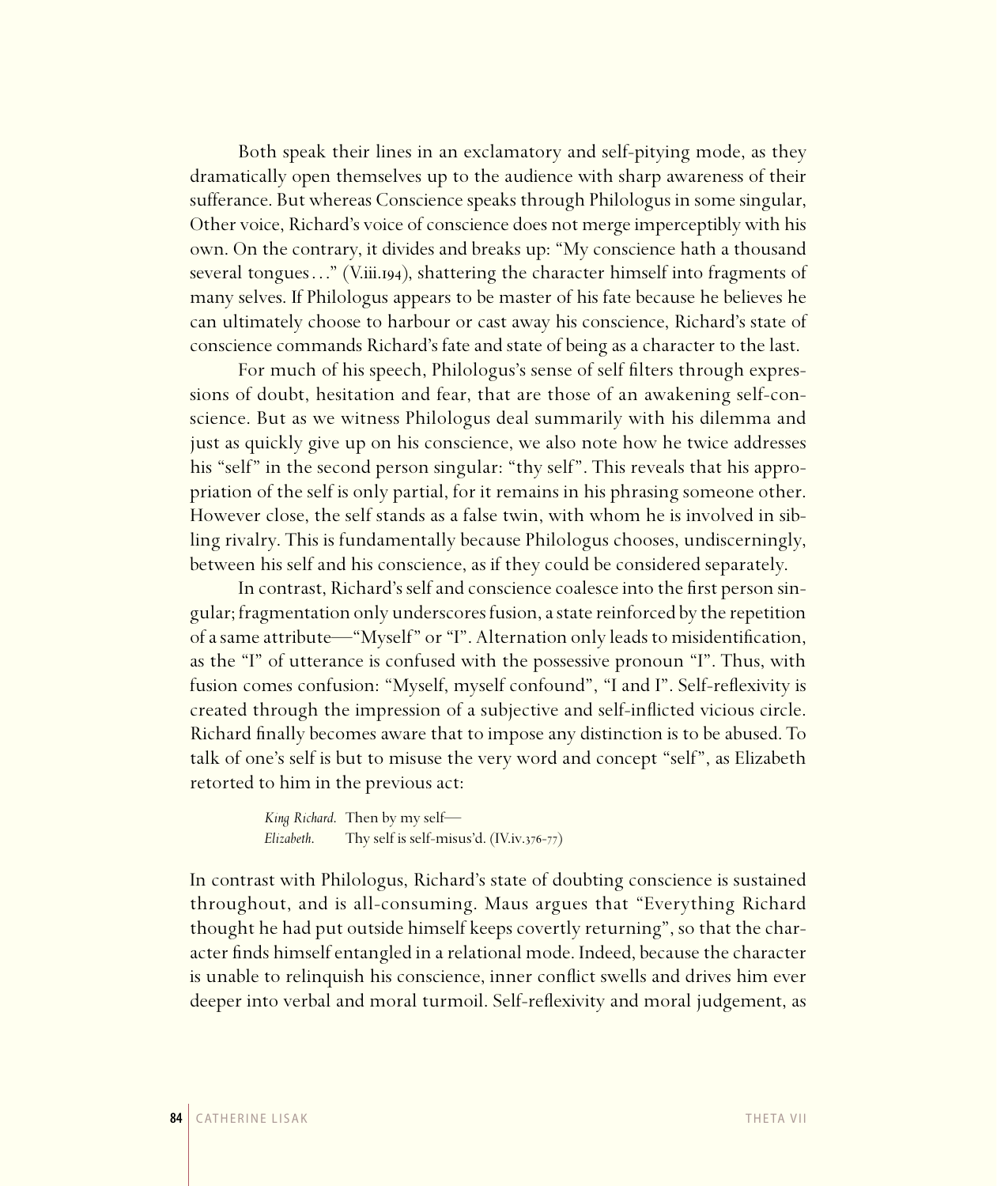Both speak their lines in an exclamatory and self-pitying mode, as they dramatically open themselves up to the audience with sharp awareness of their sufferance. But whereas Conscience speaks through Philologus in some singular, Other voice, Richard's voice of conscience does not merge imperceptibly with his own. On the contrary, it divides and breaks up: "My conscience hath a thousand several tongues…" (V.iii.194), shattering the character himself into fragments of many selves. If Philologus appears to be master of his fate because he believes he can ultimately choose to harbour or cast away his conscience, Richard's state of conscience commands Richard's fate and state of being as a character to the last.

For much of his speech, Philologus's sense of self filters through expressions of doubt, hesitation and fear, that are those of an awakening self-conscience. But as we witness Philologus deal summarily with his dilemma and just as quickly give up on his conscience, we also note how he twice addresses his "self" in the second person singular: "thy self". This reveals that his appropriation of the self is only partial, for it remains in his phrasing someone other. However close, the self stands as a false twin, with whom he is involved in sibling rivalry. This is fundamentally because Philologus chooses, undiscerningly, between his self and his conscience, as if they could be considered separately.

In contrast, Richard's self and conscience coalesce into the first person singular; fragmentation only underscores fusion, a state reinforced by the repetition of a same attribute—"Myself" or "I". Alternation only leads to misidentification, as the "I" of utterance is confused with the possessive pronoun "I". Thus, with fusion comes confusion: "Myself, myself confound", "I and I". Self-reflexivity is created through the impression of a subjective and self-inflicted vicious circle. Richard finally becomes aware that to impose any distinction is to be abused. To talk of one's self is but to misuse the very word and concept "self", as Elizabeth retorted to him in the previous act:

> *King Richard*. Then by my self—
> *Elizabeth*. Thy self is self-misus'd. (IV.iv.376-77)

In contrast with Philologus, Richard's state of doubting conscience is sustained throughout, and is all-consuming. Maus argues that "Everything Richard thought he had put outside himself keeps covertly returning", so that the character finds himself entangled in a relational mode. Indeed, because the character is unable to relinquish his conscience, inner conflict swells and drives him ever deeper into verbal and moral turmoil. Self-reflexivity and moral judgement, as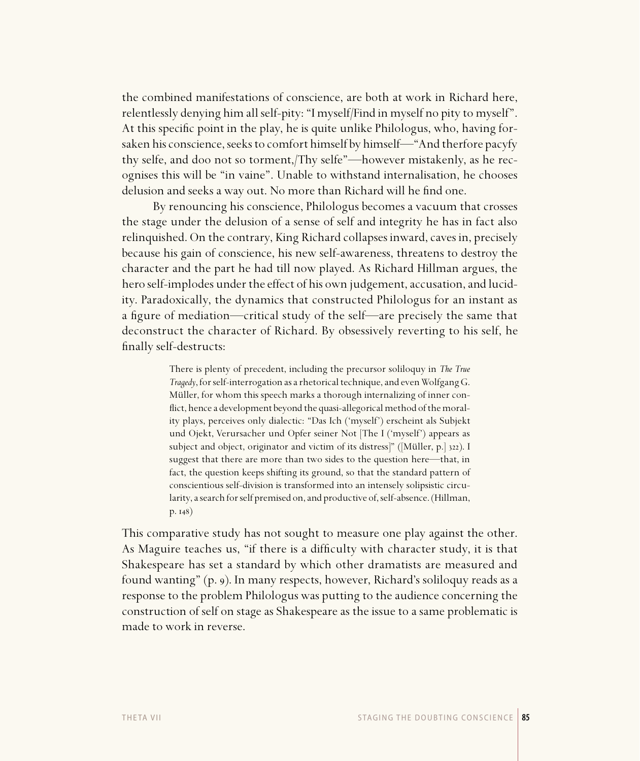the combined manifestations of conscience, are both at work in Richard here, relentlessly denying him all self-pity: "I myself/Find in myself no pity to myself". At this specific point in the play, he is quite unlike Philologus, who, having forsaken his conscience, seeks to comfort himself by himself—"And therfore pacyfy thy selfe, and doo not so torment,/Thy selfe"—however mistakenly, as he recognises this will be "in vaine". Unable to withstand internalisation, he chooses delusion and seeks a way out. No more than Richard will he find one.

By renouncing his conscience, Philologus becomes a vacuum that crosses the stage under the delusion of a sense of self and integrity he has in fact also relinquished. On the contrary, King Richard collapses inward, caves in, precisely because his gain of conscience, his new self-awareness, threatens to destroy the character and the part he had till now played. As Richard Hillman argues, the hero self-implodes under the effect of his own judgement, accusation, and lucidity. Paradoxically, the dynamics that constructed Philologus for an instant as a figure of mediation—critical study of the self—are precisely the same that deconstruct the character of Richard. By obsessively reverting to his self, he finally self-destructs:

> There is plenty of precedent, including the precursor soliloquy in *The True Tragedy*, for self-interrogation as a rhetorical technique, and even Wolfgang G. Müller, for whom this speech marks a thorough internalizing of inner conflict, hence a development beyond the quasi-allegorical method of the morality plays, perceives only dialectic: "Das Ich ('myself') erscheint als Subjekt und Ojekt, Verursacher und Opfer seiner Not [The I ('myself') appears as subject and object, originator and victim of its distress]" ([Müller, p.] 322). I suggest that there are more than two sides to the question here—that, in fact, the question keeps shifting its ground, so that the standard pattern of conscientious self-division is transformed into an intensely solipsistic circularity, a search for self premised on, and productive of, self-absence. (Hillman, p. 148)

This comparative study has not sought to measure one play against the other. As Maguire teaches us, "if there is a difficulty with character study, it is that Shakespeare has set a standard by which other dramatists are measured and found wanting" (p. 9). In many respects, however, Richard's soliloquy reads as a response to the problem Philologus was putting to the audience concerning the construction of self on stage as Shakespeare as the issue to a same problematic is made to work in reverse.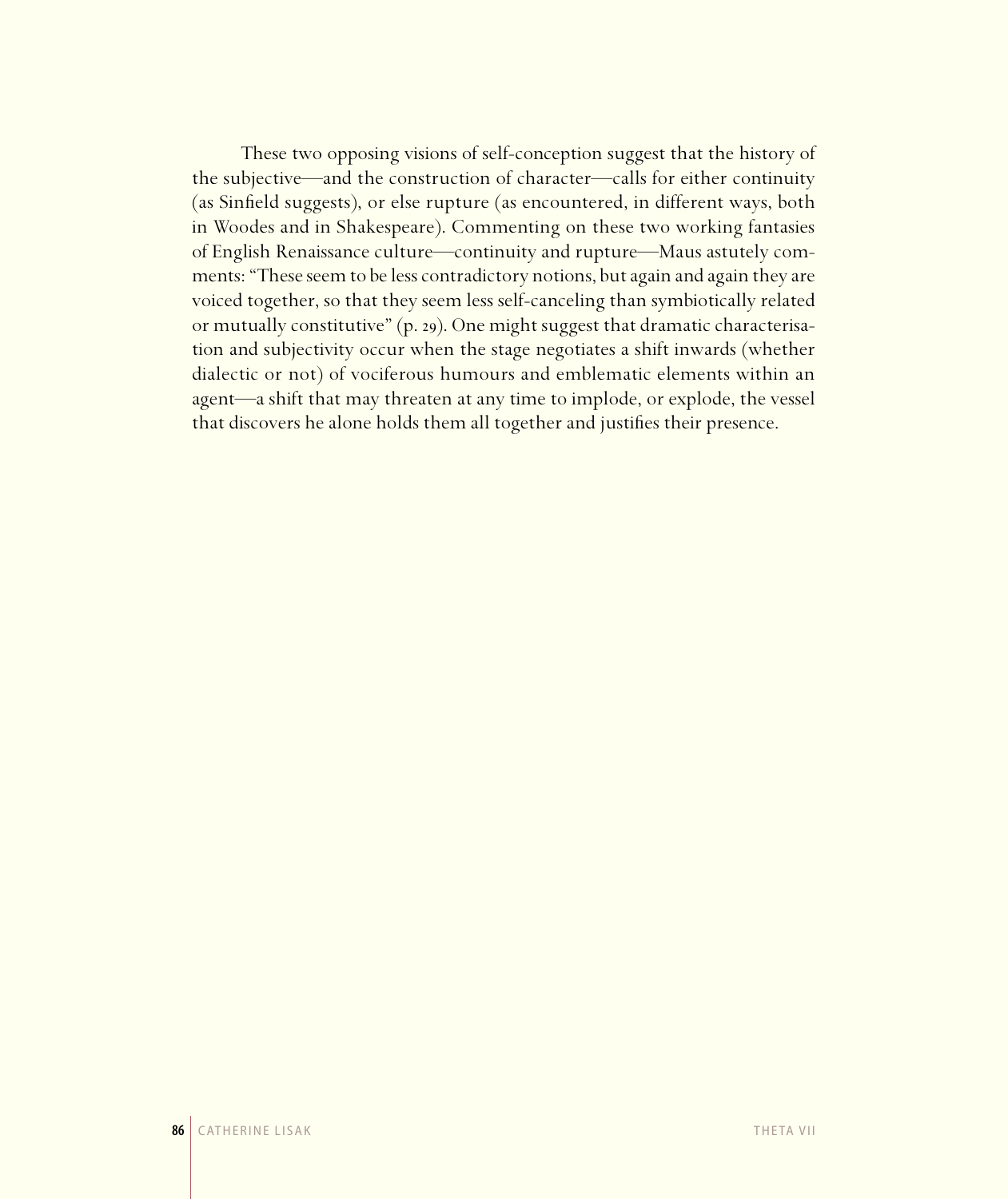These two opposing visions of self-conception suggest that the history of the subjective—and the construction of character—calls for either continuity (as Sinfield suggests), or else rupture (as encountered, in different ways, both in Woodes and in Shakespeare). Commenting on these two working fantasies of English Renaissance culture—continuity and rupture—Maus astutely comments: "These seem to be less contradictory notions, but again and again they are voiced together, so that they seem less self-canceling than symbiotically related or mutually constitutive" (p. 29). One might suggest that dramatic characterisation and subjectivity occur when the stage negotiates a shift inwards (whether dialectic or not) of vociferous humours and emblematic elements within an agent—a shift that may threaten at any time to implode, or explode, the vessel that discovers he alone holds them all together and justifies their presence.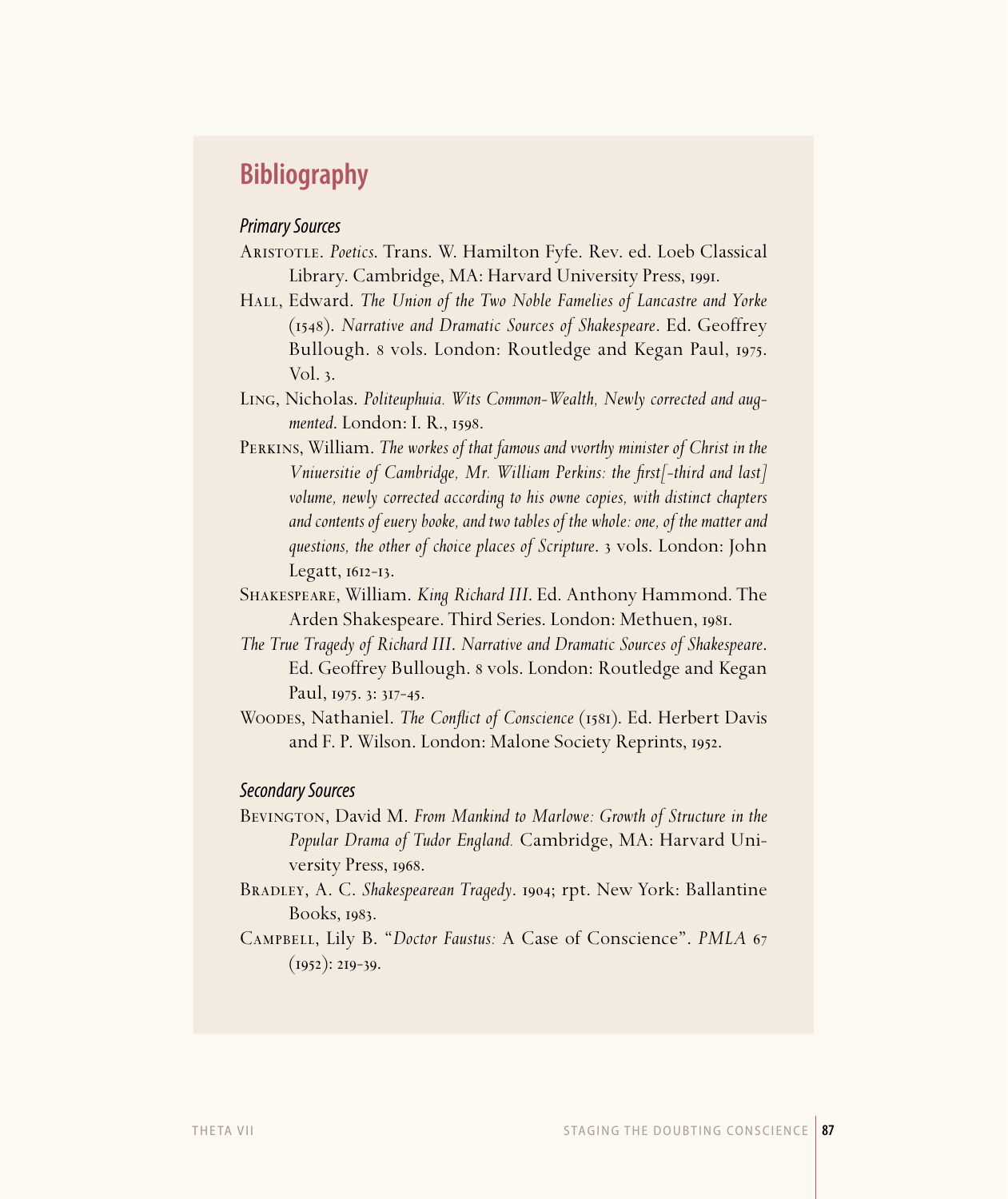## Bibliography

### *Primary Sources*

ARISTOTLE. *Poetics*. Trans. W. Hamilton Fyfe. Rev. ed. Loeb Classical Library. Cambridge, MA: Harvard University Press, 1991.

HALL, Edward. *The Union of the Two Noble Famelies of Lancastre and Yorke* (1548). *Narrative and Dramatic Sources of Shakespeare*. Ed. Geoffrey Bullough. 8 vols. London: Routledge and Kegan Paul, 1975. Vol. 3.

LING, Nicholas. *Politeuphuia. Wits Common-Wealth, Newly corrected and augmented*. London: I. R., 1598.

PERKINS, William. *The workes of that famous and vvorthy minister of Christ in the Vniuersitie of Cambridge, Mr. William Perkins: the first[-third and last] volume, newly corrected according to his owne copies, with distinct chapters and contents of euery booke, and two tables of the whole: one, of the matter and questions, the other of choice places of Scripture*. 3 vols. London: John Legatt, 1612-13.

SHAKESPEARE, William. *King Richard III*. Ed. Anthony Hammond. The Arden Shakespeare. Third Series. London: Methuen, 1981.

*The True Tragedy of Richard III*. *Narrative and Dramatic Sources of Shakespeare*. Ed. Geoffrey Bullough. 8 vols. London: Routledge and Kegan Paul, 1975. 3: 317-45.

WOODES, Nathaniel. *The Conflict of Conscience* (1581). Ed. Herbert Davis and F. P. Wilson. London: Malone Society Reprints, 1952.

### *Secondary Sources*

BEVINGTON, David M. *From Mankind to Marlowe: Growth of Structure in the Popular Drama of Tudor England.* Cambridge, MA: Harvard University Press, 1968.

BRADLEY, A. C. *Shakespearean Tragedy*. 1904; rpt. New York: Ballantine Books, 1983.

CAMPBELL, Lily B. "*Doctor Faustus:* A Case of Conscience". *PMLA* 67 (1952): 219-39.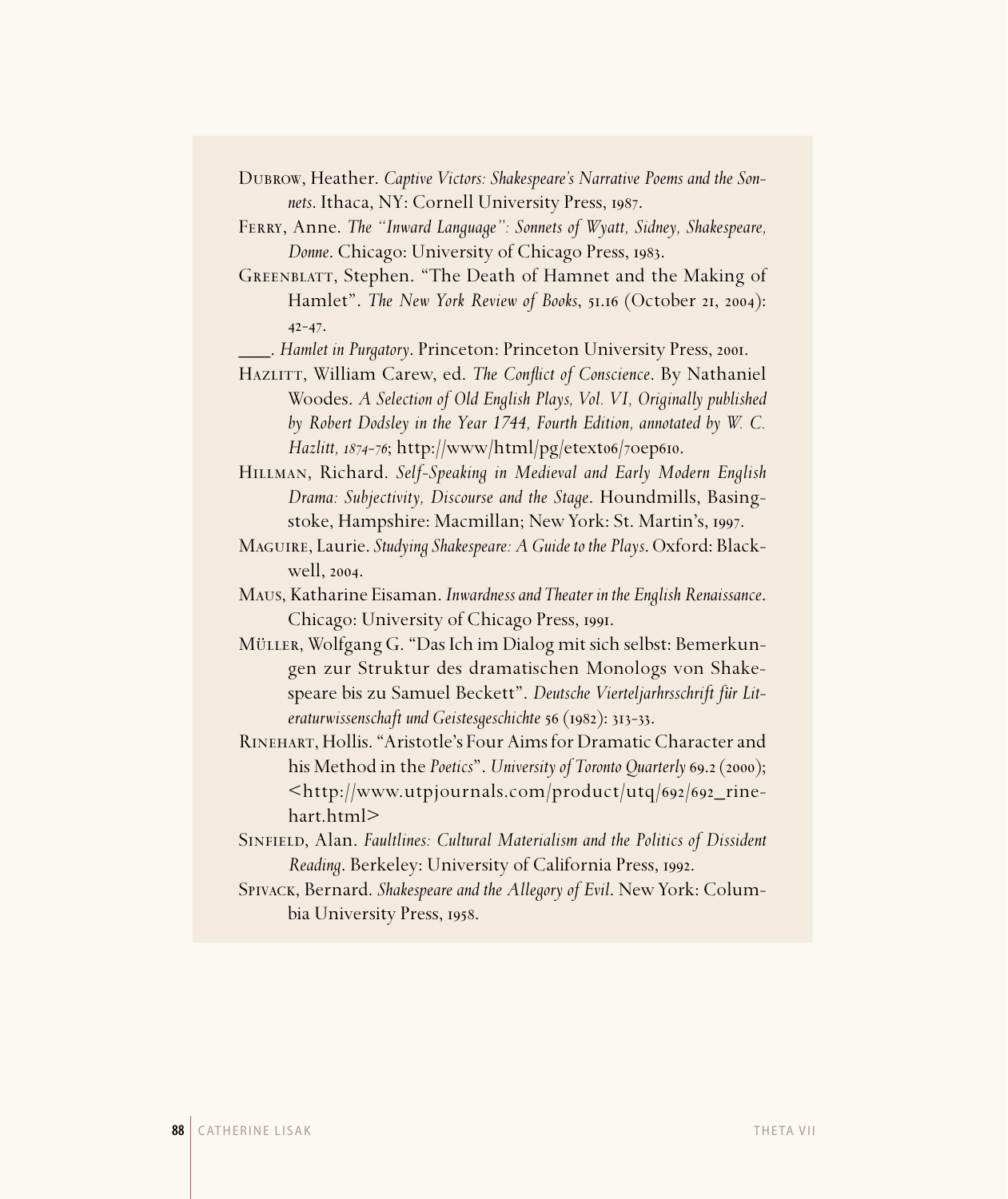Dubrow, Heather. *Captive Victors: Shakespeare's Narrative Poems and the Sonnets*. Ithaca, NY: Cornell University Press, 1987.

Ferry, Anne. *The "Inward Language": Sonnets of Wyatt, Sidney, Shakespeare, Donne*. Chicago: University of Chicago Press, 1983.

Greenblatt, Stephen. "The Death of Hamnet and the Making of Hamlet". *The New York Review of Books*, 51.16 (October 21, 2004): 42-47.

\_\_\_\_. *Hamlet in Purgatory*. Princeton: Princeton University Press, 2001.

Hazlitt, William Carew, ed. *The Conflict of Conscience*. By Nathaniel Woodes. *A Selection of Old English Plays, Vol. VI, Originally published by Robert Dodsley in the Year 1744, Fourth Edition, annotated by W. C. Hazlitt, 1874-76*; http://www/html/pg/etext06/70ep610.

Hillman, Richard. *Self-Speaking in Medieval and Early Modern English Drama: Subjectivity, Discourse and the Stage*. Houndmills, Basingstoke, Hampshire: Macmillan; New York: St. Martin's, 1997.

Maguire, Laurie. *Studying Shakespeare: A Guide to the Plays*. Oxford: Blackwell, 2004.

Maus, Katharine Eisaman. *Inwardness and Theater in the English Renaissance*. Chicago: University of Chicago Press, 1991.

Müller, Wolfgang G. "Das Ich im Dialog mit sich selbst: Bemerkungen zur Struktur des dramatischen Monologs von Shakespeare bis zu Samuel Beckett". *Deutsche Vierteljarhrsschrift für Literaturwissenschaft und Geistesgeschichte* 56 (1982): 313-33.

Rinehart, Hollis. "Aristotle's Four Aims for Dramatic Character and his Method in the *Poetics*". *University of Toronto Quarterly* 69.2 (2000); <http://www.utpjournals.com/product/utq/692/692_rinehart.html>

Sinfield, Alan. *Faultlines: Cultural Materialism and the Politics of Dissident Reading*. Berkeley: University of California Press, 1992.

Spivack, Bernard. *Shakespeare and the Allegory of Evil*. New York: Columbia University Press, 1958.